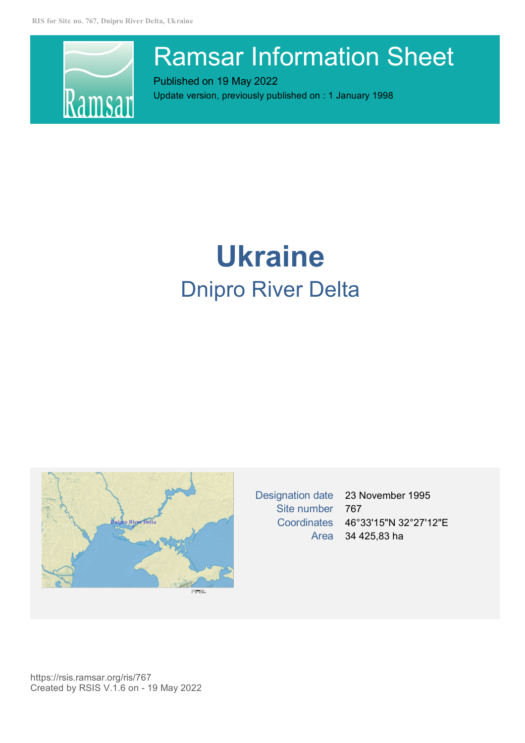# Ramsar Information Sheet

Published on 19 May 2022

Update version, previously published on : 1 January 1998

# Ukraine

## Dnipro River Delta

| | |
|---|---|
| Designation date | 23 November 1995 |
| Site number | 767 |
| Coordinates | 46°33'15"N 32°27'12"E |
| Area | 34 425,83 ha |

https://rsis.ramsar.org/ris/767

Created by RSIS V.1.6 on - 19 May 2022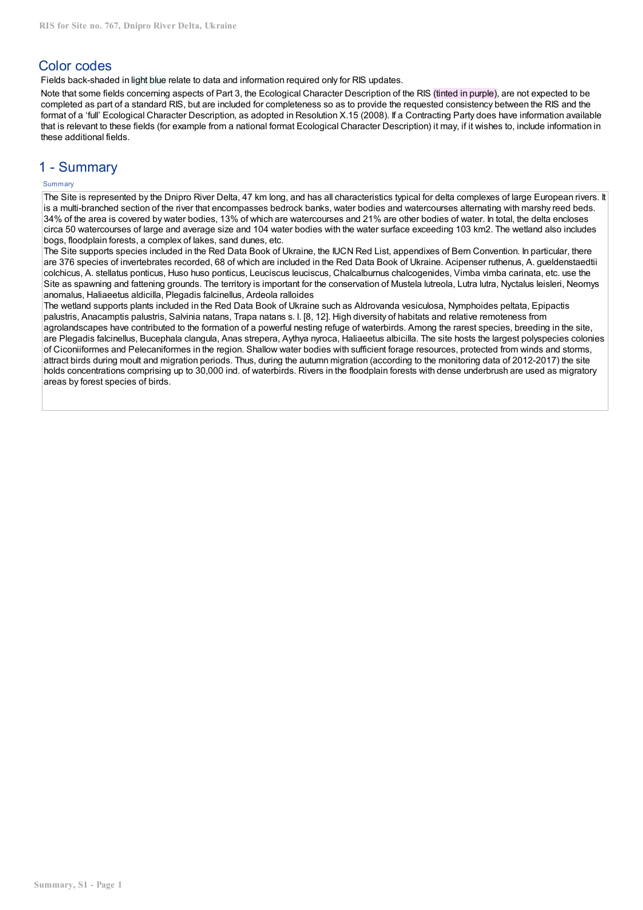## Color codes

Fields back-shaded in light blue relate to data and information required only for RIS updates.

Note that some fields concerning aspects of Part 3, the Ecological Character Description of the RIS (tinted in purple), are not expected to be completed as part of a standard RIS, but are included for completeness so as to provide the requested consistency between the RIS and the format of a 'full' Ecological Character Description, as adopted in Resolution X.15 (2008). If a Contracting Party does have information available that is relevant to these fields (for example from a national format Ecological Character Description) it may, if it wishes to, include information in these additional fields.

## 1 - Summary

Summary

The Site is represented by the Dnipro River Delta, 47 km long, and has all characteristics typical for delta complexes of large European rivers. It is a multi-branched section of the river that encompasses bedrock banks, water bodies and watercourses alternating with marshy reed beds. 34% of the area is covered by water bodies, 13% of which are watercourses and 21% are other bodies of water. In total, the delta encloses circa 50 watercourses of large and average size and 104 water bodies with the water surface exceeding 103 km2. The wetland also includes bogs, floodplain forests, a complex of lakes, sand dunes, etc.

The Site supports species included in the Red Data Book of Ukraine, the IUCN Red List, appendixes of Bern Convention. In particular, there are 376 species of invertebrates recorded, 68 of which are included in the Red Data Book of Ukraine. Acipenser ruthenus, A. gueldenstaedtii colchicus, A. stellatus ponticus, Huso huso ponticus, Leuciscus leuciscus, Chalcalburnus chalcogenides, Vimba vimba carinata, etc. use the Site as spawning and fattening grounds. The territory is important for the conservation of Mustela lutreola, Lutra lutra, Nyctalus leisleri, Neomys anomalus, Haliaeetus aldicilla, Plegadis falcinellus, Ardeola ralloides

The wetland supports plants included in the Red Data Book of Ukraine such as Aldrovanda vesiculosa, Nymphoides peltata, Epipactis palustris, Anacamptis palustris, Salvinia natans, Trapa natans s. l. [8, 12]. High diversity of habitats and relative remoteness from agrolandscapes have contributed to the formation of a powerful nesting refuge of waterbirds. Among the rarest species, breeding in the site, are Plegadis falcinellus, Bucephala clangula, Anas strepera, Aythya nyroca, Haliaeetus albicilla. The site hosts the largest polyspecies colonies of Ciconiiformes and Pelecaniformes in the region. Shallow water bodies with sufficient forage resources, protected from winds and storms, attract birds during moult and migration periods. Thus, during the autumn migration (according to the monitoring data of 2012-2017) the site holds concentrations comprising up to 30,000 ind. of waterbirds. Rivers in the floodplain forests with dense underbrush are used as migratory areas by forest species of birds.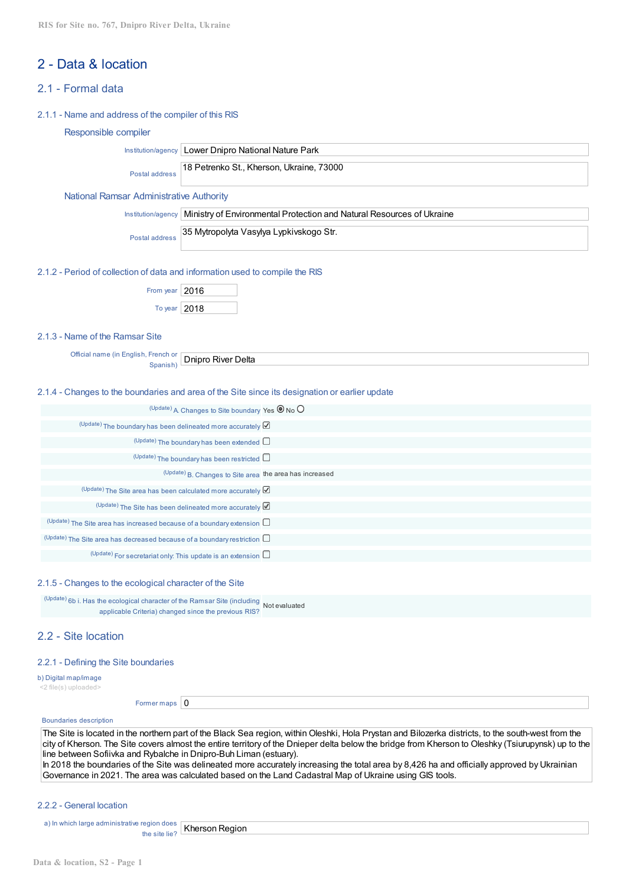# 2 - Data & location

## 2.1 - Formal data

### 2.1.1 - Name and address of the compiler of this RIS

#### Responsible compiler

| | |
|---|---|
| Institution/agency | Lower Dnipro National Nature Park |
| Postal address | 18 Petrenko St., Kherson, Ukraine, 73000 |

#### National Ramsar Administrative Authority

| | |
|---|---|
| Institution/agency | Ministry of Environmental Protection and Natural Resources of Ukraine |
| Postal address | 35 Mytropolyta Vasylya Lypkivskogo Str. |

### 2.1.2 - Period of collection of data and information used to compile the RIS

| | |
|---|---|
| From year | 2016 |
| To year | 2018 |

### 2.1.3 - Name of the Ramsar Site

| | |
|---|---|
| Official name (in English, French or Spanish) | Dnipro River Delta |

### 2.1.4 - Changes to the boundaries and area of the Site since its designation or earlier update

| | |
|---|---|
| (Update) A. Changes to Site boundary | Yes ◉ No ○ |
| (Update) The boundary has been delineated more accurately | ☑ |
| (Update) The boundary has been extended | ☐ |
| (Update) The boundary has been restricted | ☐ |
| (Update) B. Changes to Site area | the area has increased |
| (Update) The Site area has been calculated more accurately | ☑ |
| (Update) The Site has been delineated more accurately | ☑ |
| (Update) The Site area has increased because of a boundary extension | ☐ |
| (Update) The Site area has decreased because of a boundary restriction | ☐ |
| (Update) For secretariat only: This update is an extension | ☐ |

### 2.1.5 - Changes to the ecological character of the Site

| | |
|---|---|
| (Update) 6b i. Has the ecological character of the Ramsar Site (including applicable Criteria) changed since the previous RIS? | Not evaluated |

## 2.2 - Site location

### 2.2.1 - Defining the Site boundaries

b) Digital map/image
<2 file(s) uploaded>

| | |
|---|---|
| Former maps | 0 |

Boundaries description

The Site is located in the northern part of the Black Sea region, within Oleshki, Hola Prystan and Bilozerka districts, to the south-west from the city of Kherson. The Site covers almost the entire territory of the Dnieper delta below the bridge from Kherson to Oleshky (Tsiurupynsk) up to the line between Sofiivka and Rybalche in Dnipro-Buh Liman (estuary).
In 2018 the boundaries of the Site was delineated more accurately increasing the total area by 8,426 ha and officially approved by Ukrainian Governance in 2021. The area was calculated based on the Land Cadastral Map of Ukraine using GIS tools.

### 2.2.2 - General location

| | |
|---|---|
| a) In which large administrative region does the site lie? | Kherson Region |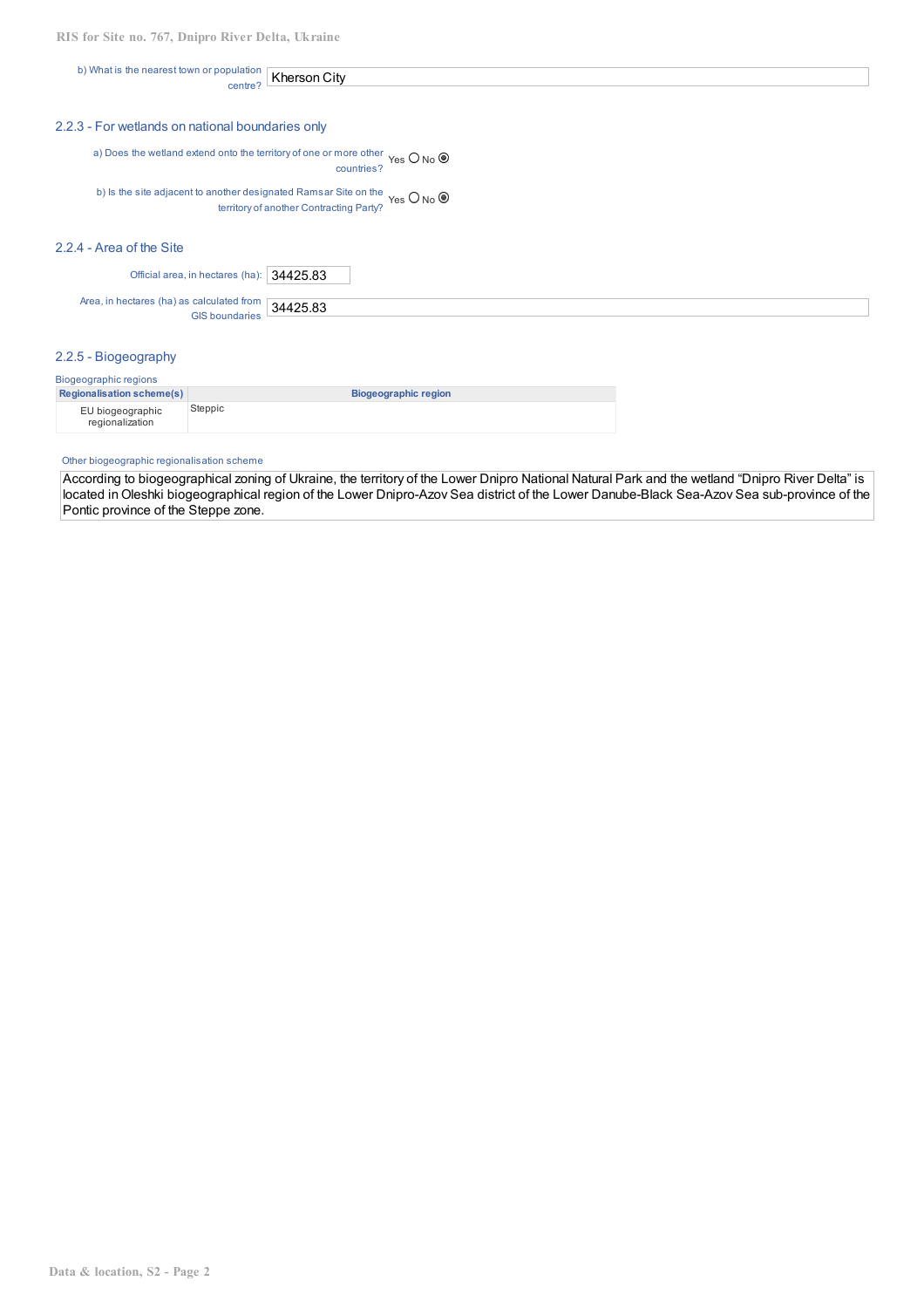b) What is the nearest town or population centre? Kherson City

### 2.2.3 - For wetlands on national boundaries only

a) Does the wetland extend onto the territory of one or more other countries? Yes ○ No ◉

b) Is the site adjacent to another designated Ramsar Site on the territory of another Contracting Party? Yes ○ No ◉

### 2.2.4 - Area of the Site

Official area, in hectares (ha): 34425.83

Area, in hectares (ha) as calculated from GIS boundaries: 34425.83

### 2.2.5 - Biogeography

Biogeographic regions

| Regionalisation scheme(s) | Biogeographic region |
|---|---|
| EU biogeographic regionalization | Steppic |

Other biogeographic regionalisation scheme

According to biogeographical zoning of Ukraine, the territory of the Lower Dnipro National Natural Park and the wetland "Dnipro River Delta" is located in Oleshki biogeographical region of the Lower Dnipro-Azov Sea district of the Lower Danube-Black Sea-Azov Sea sub-province of the Pontic province of the Steppe zone.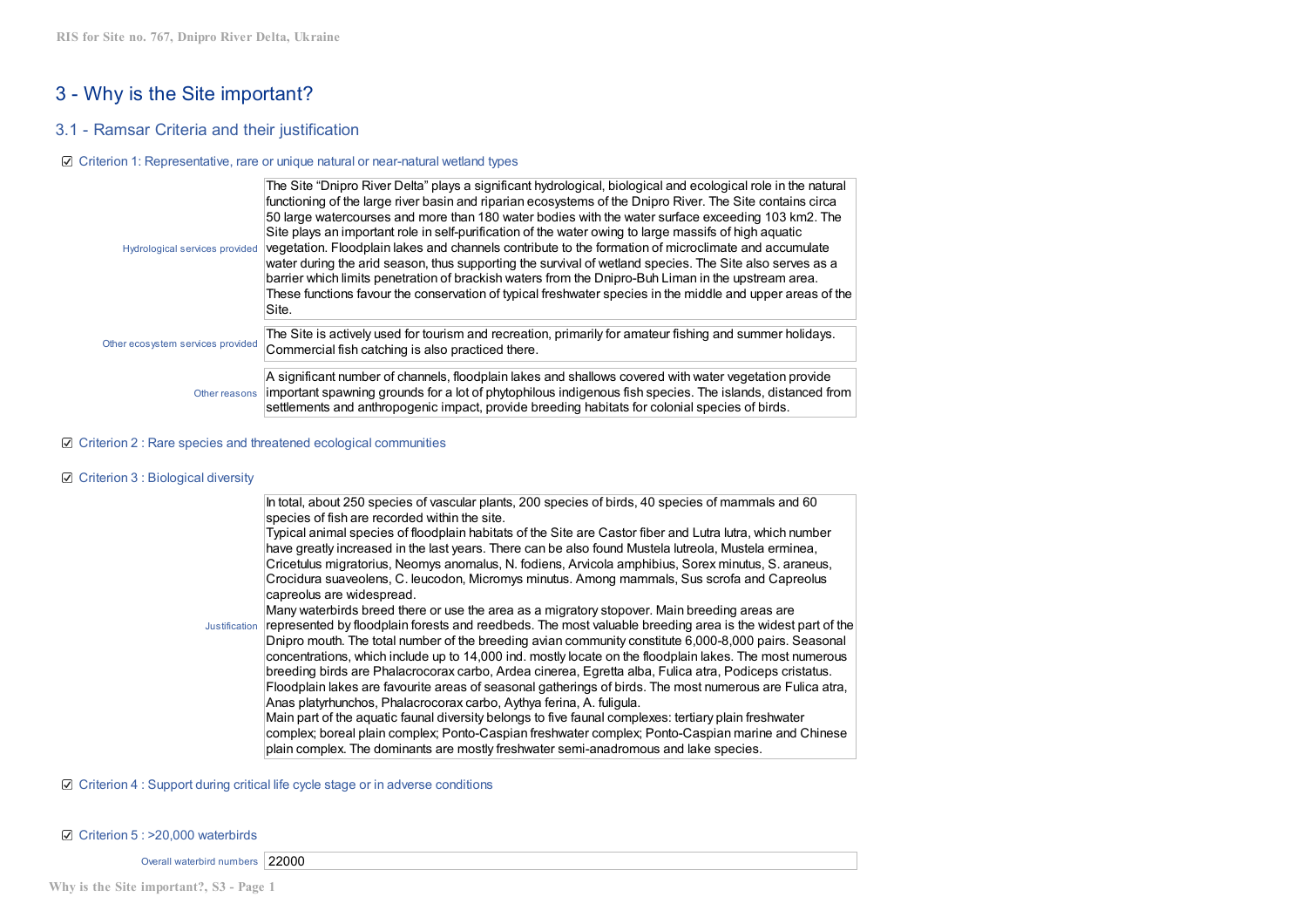# 3 - Why is the Site important?

## 3.1 - Ramsar Criteria and their justification

☑ Criterion 1: Representative, rare or unique natural or near-natural wetland types

**Hydrological services provided**

The Site "Dnipro River Delta" plays a significant hydrological, biological and ecological role in the natural functioning of the large river basin and riparian ecosystems of the Dnipro River. The Site contains circa 50 large watercourses and more than 180 water bodies with the water surface exceeding 103 km2. The Site plays an important role in self-purification of the water owing to large massifs of high aquatic vegetation. Floodplain lakes and channels contribute to the formation of microclimate and accumulate water during the arid season, thus supporting the survival of wetland species. The Site also serves as a barrier which limits penetration of brackish waters from the Dnipro-Buh Liman in the upstream area. These functions favour the conservation of typical freshwater species in the middle and upper areas of the Site.

**Other ecosystem services provided**

The Site is actively used for tourism and recreation, primarily for amateur fishing and summer holidays. Commercial fish catching is also practiced there.

**Other reasons**

A significant number of channels, floodplain lakes and shallows covered with water vegetation provide important spawning grounds for a lot of phytophilous indigenous fish species. The islands, distanced from settlements and anthropogenic impact, provide breeding habitats for colonial species of birds.

☑ Criterion 2 : Rare species and threatened ecological communities

☑ Criterion 3 : Biological diversity

**Justification**

In total, about 250 species of vascular plants, 200 species of birds, 40 species of mammals and 60 species of fish are recorded within the site.
Typical animal species of floodplain habitats of the Site are Castor fiber and Lutra lutra, which number have greatly increased in the last years. There can be also found Mustela lutreola, Mustela erminea, Cricetulus migratorius, Neomys anomalus, N. fodiens, Arvicola amphibius, Sorex minutus, S. araneus, Crocidura suaveolens, C. leucodon, Micromys minutus. Among mammals, Sus scrofa and Capreolus capreolus are widespread.
Many waterbirds breed there or use the area as a migratory stopover. Main breeding areas are represented by floodplain forests and reedbeds. The most valuable breeding area is the widest part of the Dnipro mouth. The total number of the breeding avian community constitute 6,000-8,000 pairs. Seasonal concentrations, which include up to 14,000 ind. mostly locate on the floodplain lakes. The most numerous breeding birds are Phalacrocorax carbo, Ardea cinerea, Egretta alba, Fulica atra, Podiceps cristatus. Floodplain lakes are favourite areas of seasonal gatherings of birds. The most numerous are Fulica atra, Anas platyrhunchos, Phalacrocorax carbo, Aythya ferina, A. fuligula.
Main part of the aquatic faunal diversity belongs to five faunal complexes: tertiary plain freshwater complex; boreal plain complex; Ponto-Caspian freshwater complex; Ponto-Caspian marine and Chinese plain complex. The dominants are mostly freshwater semi-anadromous and lake species.

☑ Criterion 4 : Support during critical life cycle stage or in adverse conditions

☑ Criterion 5 : >20,000 waterbirds

**Overall waterbird numbers**: 22000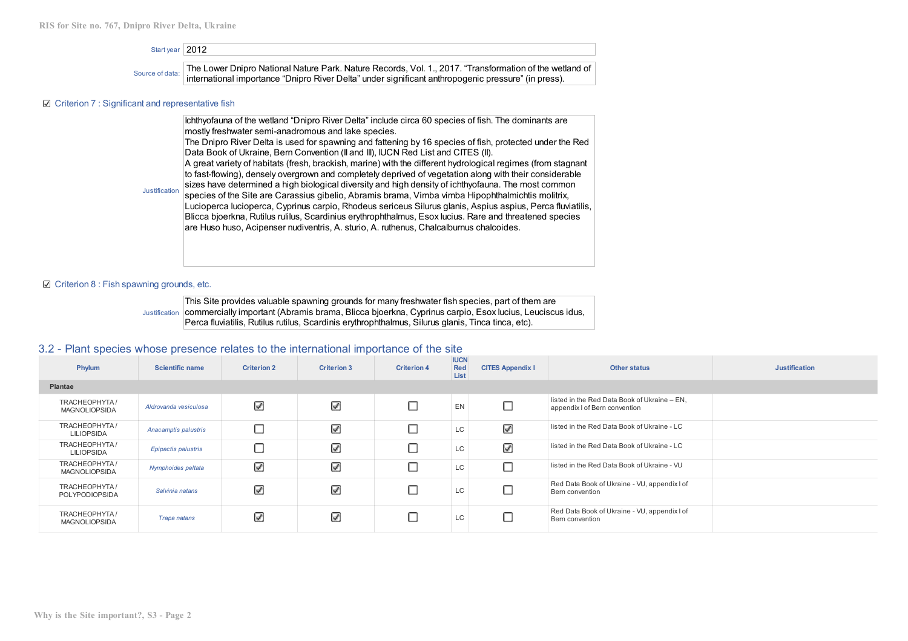Start year: 2012

Source of data: The Lower Dnipro National Nature Park. Nature Records, Vol. 1., 2017. "Transformation of the wetland of international importance "Dnipro River Delta" under significant anthropogenic pressure" (in press).

☑ Criterion 7 : Significant and representative fish

Justification: Ichthyofauna of the wetland "Dnipro River Delta" include circa 60 species of fish. The dominants are mostly freshwater semi-anadromous and lake species.
The Dnipro River Delta is used for spawning and fattening by 16 species of fish, protected under the Red Data Book of Ukraine, Bern Convention (II and III), IUCN Red List and CITES (II).
A great variety of habitats (fresh, brackish, marine) with the different hydrological regimes (from stagnant to fast-flowing), densely overgrown and completely deprived of vegetation along with their considerable sizes have determined a high biological diversity and high density of ichthyofauna. The most common species of the Site are Carassius gibelio, Abramis brama, Vimba vimba Hipophthalmichtis molitrix, Lucioperca lucioperca, Cyprinus carpio, Rhodeus sericeus Silurus glanis, Aspius aspius, Perca fluviatilis, Blicca bjoerkna, Rutilus rulilus, Scardinius erythrophthalmus, Esox lucius. Rare and threatened species are Huso huso, Acipenser nudiventris, A. sturio, A. ruthenus, Chalcalburnus chalcoides.

☑ Criterion 8 : Fish spawning grounds, etc.

Justification: This Site provides valuable spawning grounds for many freshwater fish species, part of them are commercially important (Abramis brama, Blicca bjoerkna, Cyprinus carpio, Esox lucius, Leuciscus idus, Perca fluviatilis, Rutilus rutilus, Scardinis erythrophthalmus, Silurus glanis, Tinca tinca, etc).

## 3.2 - Plant species whose presence relates to the international importance of the site

| Phylum | Scientific name | Criterion 2 | Criterion 3 | Criterion 4 | IUCN Red List | CITES Appendix I | Other status | Justification |
|---|---|---|---|---|---|---|---|---|
| **Plantae** | | | | | | | | |
| TRACHEOPHYTA / MAGNOLIOPSIDA | *Aldrovanda vesiculosa* | ☑ | ☑ | ☐ | EN | ☐ | listed in the Red Data Book of Ukraine – EN, appendix I of Bern convention | |
| TRACHEOPHYTA / LILIOPSIDA | *Anacamptis palustris* | ☐ | ☑ | ☐ | LC | ☑ | listed in the Red Data Book of Ukraine - LC | |
| TRACHEOPHYTA / LILIOPSIDA | *Epipactis palustris* | ☐ | ☑ | ☐ | LC | ☑ | listed in the Red Data Book of Ukraine - LC | |
| TRACHEOPHYTA / MAGNOLIOPSIDA | *Nymphoides peltata* | ☑ | ☑ | ☐ | LC | ☐ | listed in the Red Data Book of Ukraine - VU | |
| TRACHEOPHYTA / POLYPODIOPSIDA | *Salvinia natans* | ☑ | ☑ | ☐ | LC | ☐ | Red Data Book of Ukraine - VU, appendix I of Bern convention | |
| TRACHEOPHYTA / MAGNOLIOPSIDA | *Trapa natans* | ☑ | ☑ | ☐ | LC | ☐ | Red Data Book of Ukraine - VU, appendix I of Bern convention | |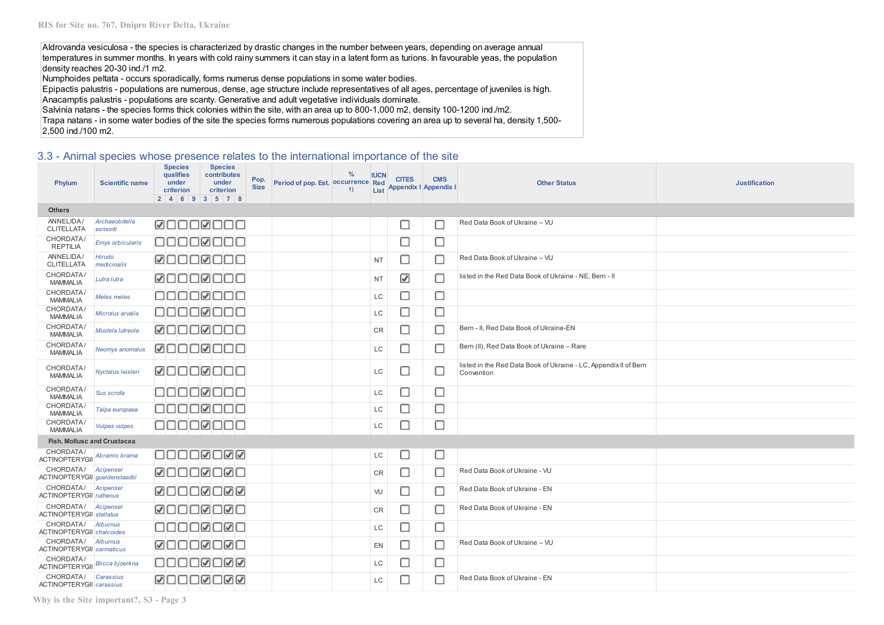Aldrovanda vesiculosa - the species is characterized by drastic changes in the number between years, depending on average annual temperatures in summer months. In years with cold rainy summers it can stay in a latent form as turions. In favourable yeas, the population density reaches 20-30 ind./1 m2.
Numphoides peltata - occurs sporadically, forms numerus dense populations in some water bodies.
Epipactis palustris - populations are numerous, dense, age structure include representatives of all ages, percentage of juveniles is high.
Anacamptis palustris - populations are scanty. Generative and adult vegetative individuals dominate.
Salvinia natans - the species forms thick colonies within the site, with an area up to 800-1,000 m2, density 100-1200 ind./m2.
Trapa natans - in some water bodies of the site the species forms numerous populations covering an area up to several ha, density 1,500-2,500 ind./100 m2.

## 3.3 - Animal species whose presence relates to the international importance of the site

| Phylum | Scientific name | Species qualifies under criterion | | | | Species contributes under criterion | | | | Pop. Size | Period of pop. Est. | % occurrence 1) | IUCN Red List | CITES Appendix I | CMS Appendix I | Other Status | Justification |
|---|---|---|---|---|---|---|---|---|---|---|---|---|---|---|---|---|---|
| | | 2 | 4 | 6 | 9 | 3 | 5 | 7 | 8 | | | | | | | | |
| **Others** | | | | | | | | | | | | | | | | | |
| ANNELIDA / CLITELLATA | *Archaeobdella esmonti* | ☑ | ☐ | ☐ | ☐ | ☑ | ☐ | ☐ | ☐ | | | | | ☐ | ☐ | Red Data Book of Ukraine – VU | |
| CHORDATA / REPTILIA | *Emys orbicularis* | ☐ | ☐ | ☐ | ☐ | ☑ | ☐ | ☐ | ☐ | | | | | ☐ | ☐ | | |
| ANNELIDA / CLITELLATA | *Hirudo medicinalis* | ☑ | ☐ | ☐ | ☐ | ☑ | ☐ | ☐ | ☐ | | | | NT | ☐ | ☐ | Red Data Book of Ukraine – VU | |
| CHORDATA / MAMMALIA | *Lutra lutra* | ☑ | ☐ | ☐ | ☐ | ☑ | ☐ | ☐ | ☐ | | | | NT | ☑ | ☐ | listed in the Red Data Book of Ukraine - NE, Bern - II | |
| CHORDATA / MAMMALIA | *Meles meles* | ☐ | ☐ | ☐ | ☐ | ☑ | ☐ | ☐ | ☐ | | | | LC | ☐ | ☐ | | |
| CHORDATA / MAMMALIA | *Microtus arvalis* | ☐ | ☐ | ☐ | ☐ | ☑ | ☐ | ☐ | ☐ | | | | LC | ☐ | ☐ | | |
| CHORDATA / MAMMALIA | *Mustela lutreola* | ☑ | ☐ | ☐ | ☐ | ☑ | ☐ | ☐ | ☐ | | | | CR | ☐ | ☐ | Bern - II, Red Data Book of Ukraine-EN | |
| CHORDATA / MAMMALIA | *Neomys anomalus* | ☑ | ☐ | ☐ | ☐ | ☑ | ☐ | ☐ | ☐ | | | | LC | ☐ | ☐ | Bern (II), Red Data Book of Ukraine – Rare | |
| CHORDATA / MAMMALIA | *Nyctalus leisleri* | ☑ | ☐ | ☐ | ☐ | ☑ | ☐ | ☐ | ☐ | | | | LC | ☐ | ☐ | listed in the Red Data Book of Ukraine - LC, Appendix II of Bern Convention | |
| CHORDATA / MAMMALIA | *Sus scrofa* | ☐ | ☐ | ☐ | ☐ | ☑ | ☐ | ☐ | ☐ | | | | LC | ☐ | ☐ | | |
| CHORDATA / MAMMALIA | *Talpa europaea* | ☐ | ☐ | ☐ | ☐ | ☑ | ☐ | ☐ | ☐ | | | | LC | ☐ | ☐ | | |
| CHORDATA / MAMMALIA | *Vulpes vulpes* | ☐ | ☐ | ☐ | ☐ | ☑ | ☐ | ☐ | ☐ | | | | LC | ☐ | ☐ | | |
| **Fish, Mollusc and Crustacea** | | | | | | | | | | | | | | | | | |
| CHORDATA / ACTINOPTERYGII | *Abramis brama* | ☐ | ☐ | ☐ | ☐ | ☑ | ☐ | ☑ | ☑ | | | | LC | ☐ | ☐ | | |
| CHORDATA / ACTINOPTERYGII | *Acipenser gueldenstaedtii* | ☑ | ☐ | ☐ | ☐ | ☑ | ☐ | ☑ | ☐ | | | | CR | ☐ | ☐ | Red Data Book of Ukraine - VU | |
| CHORDATA / ACTINOPTERYGII | *Acipenser ruthenus* | ☑ | ☐ | ☐ | ☐ | ☑ | ☐ | ☑ | ☑ | | | | VU | ☐ | ☐ | Red Data Book of Ukraine - EN | |
| CHORDATA / ACTINOPTERYGII | *Acipenser stellatus* | ☑ | ☐ | ☐ | ☐ | ☑ | ☐ | ☑ | ☐ | | | | CR | ☐ | ☐ | Red Data Book of Ukraine - EN | |
| CHORDATA / ACTINOPTERYGII | *Alburnus chalcoides* | ☐ | ☐ | ☐ | ☐ | ☑ | ☐ | ☑ | ☐ | | | | LC | ☐ | ☐ | | |
| CHORDATA / ACTINOPTERYGII | *Alburnus sarmaticus* | ☑ | ☐ | ☐ | ☐ | ☑ | ☐ | ☑ | ☐ | | | | EN | ☐ | ☐ | Red Data Book of Ukraine – VU | |
| CHORDATA / ACTINOPTERYGII | *Blicca bjoerkna* | ☐ | ☐ | ☐ | ☐ | ☑ | ☐ | ☑ | ☑ | | | | LC | ☐ | ☐ | | |
| CHORDATA / ACTINOPTERYGII | *Carassius carassius* | ☑ | ☐ | ☐ | ☐ | ☑ | ☐ | ☑ | ☑ | | | | LC | ☐ | ☐ | Red Data Book of Ukraine - EN | |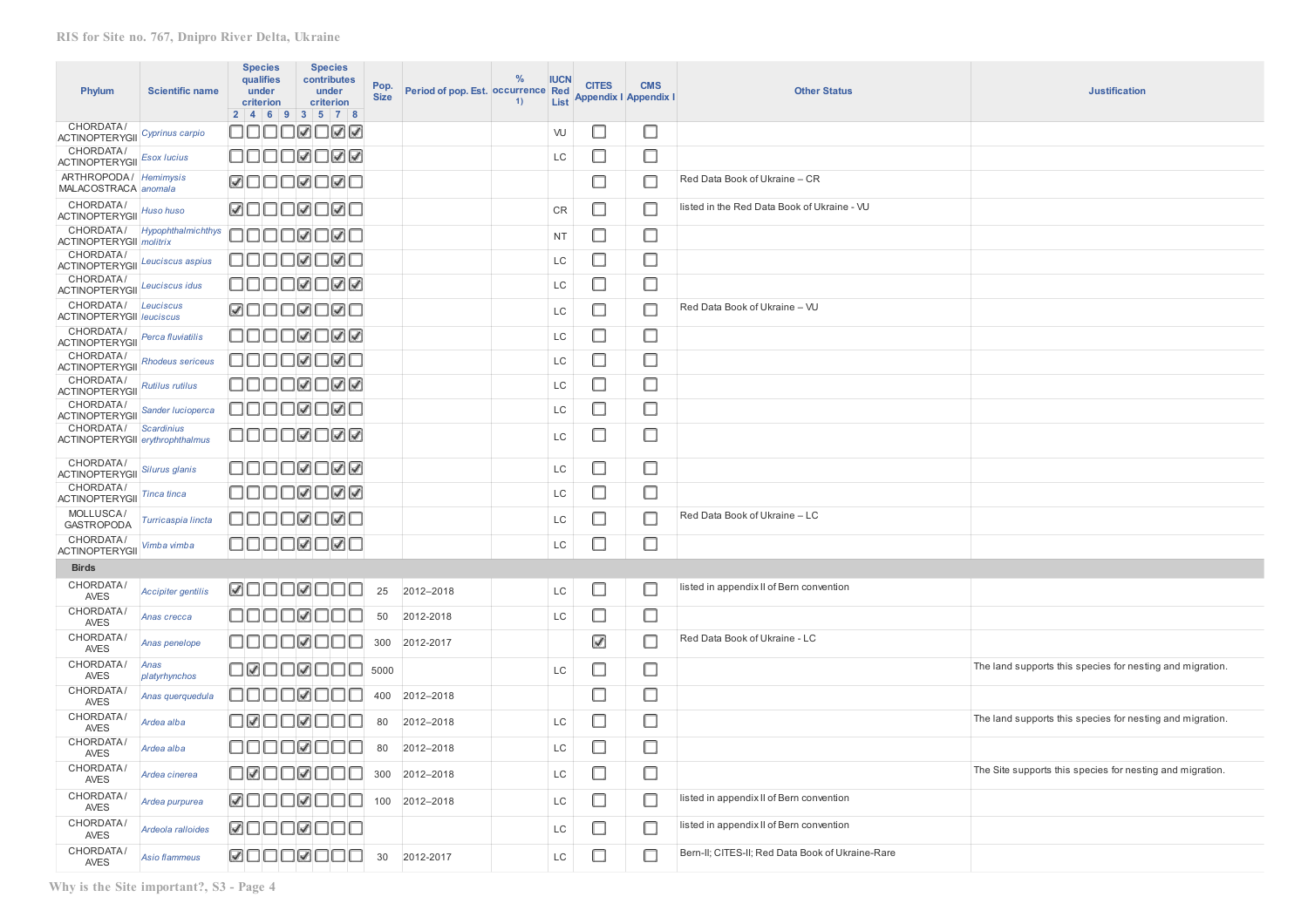| Phylum | Scientific name | Species qualifies under criterion | | | | Species contributes under criterion | | | | Pop. Size | Period of pop. Est. | % occurrence 1) | IUCN Red List | CITES Appendix I | CMS Appendix I | Other Status | Justification |
|---|---|---|---|---|---|---|---|---|---|---|---|---|---|---|---|---|---|
| | | 2 | 4 | 6 | 9 | 3 | 5 | 7 | 8 | | | | | | | | |
| CHORDATA / ACTINOPTERYGII | *Cyprinus carpio* | ☐ | ☐ | ☐ | ☐ | ☑ | ☐ | ☑ | ☑ | | | | VU | ☐ | ☐ | | |
| CHORDATA / ACTINOPTERYGII | *Esox lucius* | ☐ | ☐ | ☐ | ☐ | ☑ | ☐ | ☑ | ☑ | | | | LC | ☐ | ☐ | | |
| ARTHROPODA / MALACOSTRACA | *Hemimysis anomala* | ☑ | ☐ | ☐ | ☐ | ☑ | ☐ | ☑ | ☐ | | | | | ☐ | ☐ | Red Data Book of Ukraine – CR | |
| CHORDATA / ACTINOPTERYGII | *Huso huso* | ☑ | ☐ | ☐ | ☐ | ☑ | ☐ | ☑ | ☐ | | | | CR | ☐ | ☐ | listed in the Red Data Book of Ukraine - VU | |
| CHORDATA / ACTINOPTERYGII | *Hypophthalmichthys molitrix* | ☐ | ☐ | ☐ | ☐ | ☑ | ☐ | ☑ | ☐ | | | | NT | ☐ | ☐ | | |
| CHORDATA / ACTINOPTERYGII | *Leuciscus aspius* | ☐ | ☐ | ☐ | ☐ | ☑ | ☐ | ☑ | ☐ | | | | LC | ☐ | ☐ | | |
| CHORDATA / ACTINOPTERYGII | *Leuciscus idus* | ☐ | ☐ | ☐ | ☐ | ☑ | ☐ | ☑ | ☑ | | | | LC | ☐ | ☐ | | |
| CHORDATA / ACTINOPTERYGII | *Leuciscus leuciscus* | ☑ | ☐ | ☐ | ☐ | ☑ | ☐ | ☑ | ☐ | | | | LC | ☐ | ☐ | Red Data Book of Ukraine – VU | |
| CHORDATA / ACTINOPTERYGII | *Perca fluviatilis* | ☐ | ☐ | ☐ | ☐ | ☑ | ☐ | ☑ | ☑ | | | | LC | ☐ | ☐ | | |
| CHORDATA / ACTINOPTERYGII | *Rhodeus sericeus* | ☐ | ☐ | ☐ | ☐ | ☑ | ☐ | ☑ | ☐ | | | | LC | ☐ | ☐ | | |
| CHORDATA / ACTINOPTERYGII | *Rutilus rutilus* | ☐ | ☐ | ☐ | ☐ | ☑ | ☐ | ☑ | ☑ | | | | LC | ☐ | ☐ | | |
| CHORDATA / ACTINOPTERYGII | *Sander lucioperca* | ☐ | ☐ | ☐ | ☐ | ☑ | ☐ | ☑ | ☐ | | | | LC | ☐ | ☐ | | |
| CHORDATA / ACTINOPTERYGII | *Scardinius erythrophthalmus* | ☐ | ☐ | ☐ | ☐ | ☑ | ☐ | ☑ | ☑ | | | | LC | ☐ | ☐ | | |
| CHORDATA / ACTINOPTERYGII | *Silurus glanis* | ☐ | ☐ | ☐ | ☐ | ☑ | ☐ | ☑ | ☑ | | | | LC | ☐ | ☐ | | |
| CHORDATA / ACTINOPTERYGII | *Tinca tinca* | ☐ | ☐ | ☐ | ☐ | ☑ | ☐ | ☑ | ☑ | | | | LC | ☐ | ☐ | | |
| MOLLUSCA / GASTROPODA | *Turricaspia lincta* | ☐ | ☐ | ☐ | ☐ | ☑ | ☐ | ☑ | ☐ | | | | LC | ☐ | ☐ | Red Data Book of Ukraine – LC | |
| CHORDATA / ACTINOPTERYGII | *Vimba vimba* | ☐ | ☐ | ☐ | ☐ | ☑ | ☐ | ☑ | ☐ | | | | LC | ☐ | ☐ | | |
| **Birds** | | | | | | | | | | | | | | | | | |
| CHORDATA / AVES | *Accipiter gentilis* | ☑ | ☐ | ☐ | ☐ | ☑ | ☐ | ☐ | ☐ | 25 | 2012–2018 | | LC | ☐ | ☐ | listed in appendix II of Bern convention | |
| CHORDATA / AVES | *Anas crecca* | ☐ | ☐ | ☐ | ☐ | ☑ | ☐ | ☐ | ☐ | 50 | 2012-2018 | | LC | ☐ | ☐ | | |
| CHORDATA / AVES | *Anas penelope* | ☐ | ☐ | ☐ | ☐ | ☑ | ☐ | ☐ | ☐ | 300 | 2012-2017 | | | ☑ | ☐ | Red Data Book of Ukraine - LC | |
| CHORDATA / AVES | *Anas platyrhynchos* | ☐ | ☑ | ☐ | ☐ | ☑ | ☐ | ☐ | ☐ | 5000 | | | LC | ☐ | ☐ | | The land supports this species for nesting and migration. |
| CHORDATA / AVES | *Anas querquedula* | ☐ | ☐ | ☐ | ☐ | ☑ | ☐ | ☐ | ☐ | 400 | 2012–2018 | | | ☐ | ☐ | | |
| CHORDATA / AVES | *Ardea alba* | ☐ | ☑ | ☐ | ☐ | ☑ | ☐ | ☐ | ☐ | 80 | 2012–2018 | | LC | ☐ | ☐ | | The land supports this species for nesting and migration. |
| CHORDATA / AVES | *Ardea alba* | ☐ | ☐ | ☐ | ☐ | ☑ | ☐ | ☐ | ☐ | 80 | 2012–2018 | | LC | ☐ | ☐ | | |
| CHORDATA / AVES | *Ardea cinerea* | ☐ | ☑ | ☐ | ☐ | ☑ | ☐ | ☐ | ☐ | 300 | 2012–2018 | | LC | ☐ | ☐ | | The Site supports this species for nesting and migration. |
| CHORDATA / AVES | *Ardea purpurea* | ☑ | ☐ | ☐ | ☐ | ☑ | ☐ | ☐ | ☐ | 100 | 2012–2018 | | LC | ☐ | ☐ | listed in appendix II of Bern convention | |
| CHORDATA / AVES | *Ardeola ralloides* | ☑ | ☐ | ☐ | ☐ | ☑ | ☐ | ☐ | ☐ | | | | LC | ☐ | ☐ | listed in appendix II of Bern convention | |
| CHORDATA / AVES | *Asio flammeus* | ☑ | ☐ | ☐ | ☐ | ☑ | ☐ | ☐ | ☐ | 30 | 2012-2017 | | LC | ☐ | ☐ | Bern-II; CITES-II; Red Data Book of Ukraine-Rare | |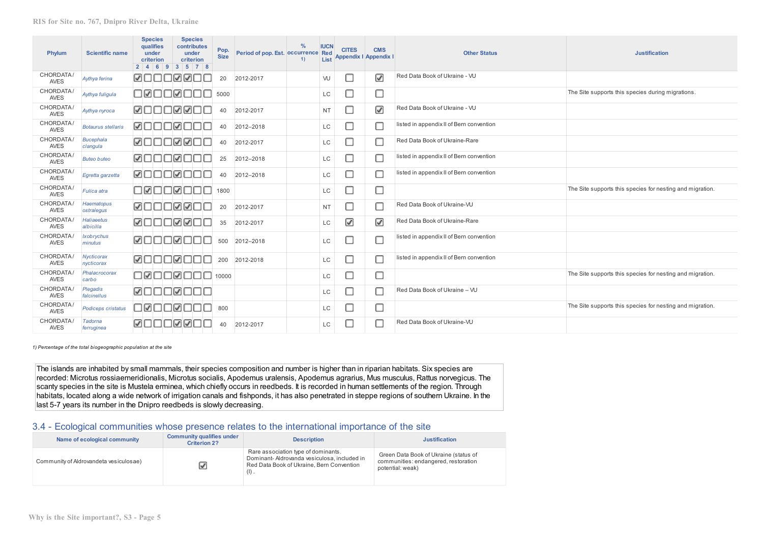| Phylum | Scientific name | Species qualifies under criterion | | | | Species contributes under criterion | | | | Pop. Size | Period of pop. Est. | % occurrence 1) | IUCN Red List | CITES Appendix I | CMS Appendix I | Other Status | Justification |
|---|---|---|---|---|---|---|---|---|---|---|---|---|---|---|---|---|---|
| | | 2 | 4 | 6 | 9 | 3 | 5 | 7 | 8 | | | | | | | | |
| CHORDATA / AVES | *Aythya ferina* | ☑ | ☐ | ☐ | ☐ | ☑ | ☑ | ☐ | ☐ | 20 | 2012-2017 | | VU | ☐ | ☑ | Red Data Book of Ukraine - VU | |
| CHORDATA / AVES | *Aythya fuligula* | ☐ | ☑ | ☐ | ☐ | ☑ | ☐ | ☐ | ☐ | 5000 | | | LC | ☐ | ☐ | | The Site supports this species during migrations. |
| CHORDATA / AVES | *Aythya nyroca* | ☑ | ☐ | ☐ | ☐ | ☑ | ☑ | ☐ | ☐ | 40 | 2012-2017 | | NT | ☐ | ☑ | Red Data Book of Ukraine - VU | |
| CHORDATA / AVES | *Botaurus stellaris* | ☑ | ☐ | ☐ | ☐ | ☑ | ☐ | ☐ | ☐ | 40 | 2012–2018 | | LC | ☐ | ☐ | listed in appendix II of Bern convention | |
| CHORDATA / AVES | *Bucephala clangula* | ☑ | ☐ | ☐ | ☐ | ☑ | ☑ | ☐ | ☐ | 40 | 2012-2017 | | LC | ☐ | ☐ | Red Data Book of Ukraine-Rare | |
| CHORDATA / AVES | *Buteo buteo* | ☑ | ☐ | ☐ | ☐ | ☑ | ☐ | ☐ | ☐ | 25 | 2012–2018 | | LC | ☐ | ☐ | listed in appendix II of Bern convention | |
| CHORDATA / AVES | *Egretta garzetta* | ☑ | ☐ | ☐ | ☐ | ☑ | ☐ | ☐ | ☐ | 40 | 2012–2018 | | LC | ☐ | ☐ | listed in appendix II of Bern convention | |
| CHORDATA / AVES | *Fulica atra* | ☐ | ☑ | ☐ | ☐ | ☑ | ☐ | ☐ | ☐ | 1800 | | | LC | ☐ | ☐ | | The Site supports this species for nesting and migration. |
| CHORDATA / AVES | *Haematopus ostralegus* | ☑ | ☐ | ☐ | ☐ | ☑ | ☑ | ☐ | ☐ | 20 | 2012-2017 | | NT | ☐ | ☐ | Red Data Book of Ukraine-VU | |
| CHORDATA / AVES | *Haliaeetus albicilla* | ☑ | ☐ | ☐ | ☐ | ☑ | ☑ | ☐ | ☐ | 35 | 2012-2017 | | LC | ☑ | ☑ | Red Data Book of Ukraine-Rare | |
| CHORDATA / AVES | *Ixobrychus minutus* | ☑ | ☐ | ☐ | ☐ | ☑ | ☐ | ☐ | ☐ | 500 | 2012–2018 | | LC | ☐ | ☐ | listed in appendix II of Bern convention | |
| CHORDATA / AVES | *Nycticorax nycticorax* | ☑ | ☐ | ☐ | ☐ | ☑ | ☐ | ☐ | ☐ | 200 | 2012-2018 | | LC | ☐ | ☐ | listed in appendix II of Bern convention | |
| CHORDATA / AVES | *Phalacrocorax carbo* | ☐ | ☑ | ☐ | ☐ | ☑ | ☐ | ☐ | ☐ | 10000 | | | LC | ☐ | ☐ | | The Site supports this species for nesting and migration. |
| CHORDATA / AVES | *Plegadis falcinellus* | ☑ | ☐ | ☐ | ☐ | ☑ | ☐ | ☐ | ☐ | | | | LC | ☐ | ☐ | Red Data Book of Ukraine – VU | |
| CHORDATA / AVES | *Podiceps cristatus* | ☐ | ☑ | ☐ | ☐ | ☑ | ☐ | ☐ | ☐ | 800 | | | LC | ☐ | ☐ | | The Site supports this species for nesting and migration. |
| CHORDATA / AVES | *Tadorna ferruginea* | ☑ | ☐ | ☐ | ☐ | ☑ | ☑ | ☐ | ☐ | 40 | 2012-2017 | | LC | ☐ | ☐ | Red Data Book of Ukraine-VU | |

*1) Percentage of the total biogeographic population at the site*

The islands are inhabited by small mammals, their species composition and number is higher than in riparian habitats. Six species are recorded: Microtus rossiaemeridionalis, Microtus socialis, Apodemus uralensis, Apodemus agrarius, Mus musculus, Rattus norvegicus. The scanty species in the site is Mustela erminea, which chiefly occurs in reedbeds. It is recorded in human settlements of the region. Through habitats, located along a wide network of irrigation canals and fishponds, it has also penetrated in steppe regions of southern Ukraine. In the last 5-7 years its number in the Dnipro reedbeds is slowly decreasing.

## 3.4 - Ecological communities whose presence relates to the international importance of the site

| Name of ecological community | Community qualifies under Criterion 2? | Description | Justification |
|---|---|---|---|
| Community of Aldrovandeta vesiculosae) | ☑ | Rare association type of dominants. Dominant- Aldrovanda vesiculosa, included in Red Data Book of Ukraine, Bern Convention (I) . | Green Data Book of Ukraine (status of communities: endangered, restoration potential: weak) |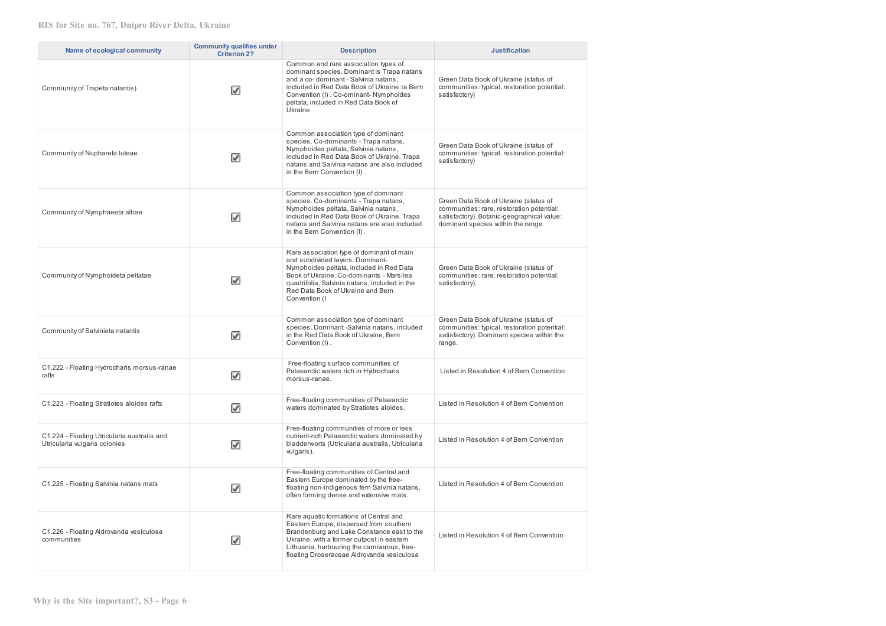| Name of ecological community | Community qualifies under Criterion 2? | Description | Justification |
|---|---|---|---|
| Community of Trapeta natantis) | ☑ | Common and rare association types of dominant species. Dominant is Trapa natans and a co- dominant - Salvinia natans, included in Red Data Book of Ukraine та Bern Convention (I) . Co-ominant- Nymphoides peltata, included in Red Data Book of Ukraine. | Green Data Book of Ukraine (status of communities: typical, restoration potential: satisfactory) |
| Community of Nuphareta luteae | ☑ | Common association type of dominant species. Co-dominants - Trapa natans, Nymphoides peltata, Salvinia natans, included in Red Data Book of Ukraine. Trapa natans and Salvinia natans are also included in the Bern Convention (I) . | Green Data Book of Ukraine (status of communities: typical, restoration potential: satisfactory) |
| Community of Nymphaeeta albae | ☑ | Common association type of dominant species. Co-dominants - Trapa natans, Nymphoides peltata, Salvinia natans, included in Red Data Book of Ukraine. Trapa natans and Salvinia natans are also included in the Bern Convention (I) . | Green Data Book of Ukraine (status of communities: rare, restoration potential: satisfactory). Botanic-geographical value: dominant species within the range. |
| Community of Nymphoideta peltatae | ☑ | Rare association type of dominant of main and subdivided layers. Dominant- Nymphoides peltata, included in Red Data Book of Ukraine. Co-dominants - Marsilea quadrifolia, Salvinia natans, included in the Red Data Book of Ukraine and Bern Convention (I | Green Data Book of Ukraine (status of communities: rare, restoration potential: satisfactory). |
| Community of Salvinieta natantis | ☑ | Common association type of dominant species. Dominant -Salvinia natans, included in the Red Data Book of Ukraine, Bern Convention (I) . | Green Data Book of Ukraine (status of communities: typical, restoration potential: satisfactory). Dominant species within the range. |
| C1.222 - Floating Hydrocharis morsus-ranae rafts | ☑ | Free-floating surface communities of Palaearctic waters rich in Hydrocharis morsus-ranae. | Listed in Resolution 4 of Bern Convention |
| C1.223 - Floating Stratiotes aloides rafts | ☑ | Free-floating communities of Palaearctic waters dominated by Stratiotes aloides. | Listed in Resolution 4 of Bern Convention |
| C1.224 - Floating Utricularia australis and Utricularia vulgaris colonies | ☑ | Free-floating communities of more or less nutrient-rich Palaearctic waters dominated by bladderworts (Utricularia australis, Utricularia vulgaris). | Listed in Resolution 4 of Bern Convention |
| C1.225 - Floating Salvinia natans mats | ☑ | Free-floating communities of Central and Eastern Europe dominated by the free-floating non-indigenous fern Salvinia natans, often forming dense and extensive mats. | Listed in Resolution 4 of Bern Convention |
| C1.226 - Floating Aldrovanda vesiculosa communities | ☑ | Rare aquatic formations of Central and Eastern Europe, dispersed from southern Brandenburg and Lake Constance east to the Ukraine, with a former outpost in eastern Lithuania, harbouring the carnivorous, free-floating Droseraceae Aldrovanda vesiculosa | Listed in Resolution 4 of Bern Convention |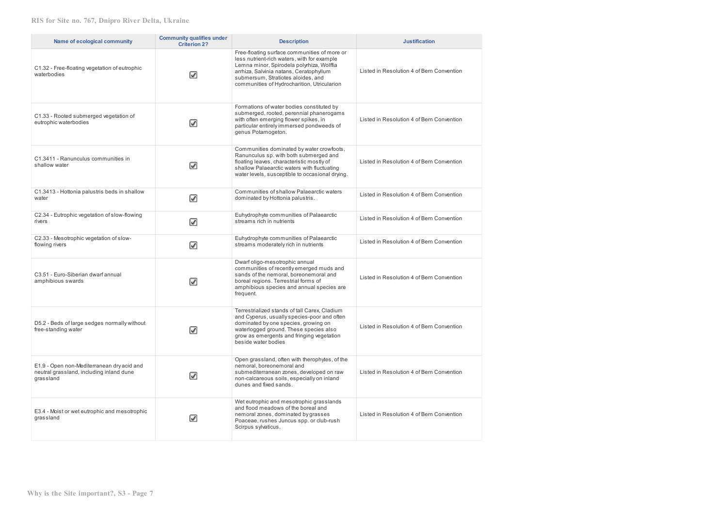| Name of ecological community | Community qualifies under Criterion 2? | Description | Justification |
| --- | --- | --- | --- |
| C1.32 - Free-floating vegetation of eutrophic waterbodies | ☑ | Free-floating surface communities of more or less nutrient-rich waters, with for example Lemna minor, Spirodela polyrhiza, Wolffia arrhiza, Salvinia natans, Ceratophyllum submersum, Stratiotes aloides, and communities of Hydrocharition, Utricularion | Listed in Resolution 4 of Bern Convention |
| C1.33 - Rooted submerged vegetation of eutrophic waterbodies | ☑ | Formations of water bodies constituted by submerged, rooted, perennial phanerogams with often emerging flower spikes, in particular entirely immersed pondweeds of genus Potamogeton. | Listed in Resolution 4 of Bern Convention |
| C1.3411 - Ranunculus communities in shallow water | ☑ | Communities dominated by water crowfoots, Ranunculus sp. with both submerged and floating leaves, characteristic mostly of shallow Palaearctic waters with fluctuating water levels, susceptible to occasional drying. | Listed in Resolution 4 of Bern Convention |
| C1.3413 - Hottonia palustris beds in shallow water | ☑ | Communities of shallow Palaearctic waters dominated by Hottonia palustris. | Listed in Resolution 4 of Bern Convention |
| C2.34 - Eutrophic vegetation of slow-flowing rivers | ☑ | Euhydrophyte communities of Palaearctic streams rich in nutrients | Listed in Resolution 4 of Bern Convention |
| C2.33 - Mesotrophic vegetation of slow-flowing rivers | ☑ | Euhydrophyte communities of Palaearctic streams moderately rich in nutrients | Listed in Resolution 4 of Bern Convention |
| C3.51 - Euro-Siberian dwarf annual amphibious swards | ☑ | Dwarf oligo-mesotrophic annual communities of recently emerged muds and sands of the nemoral, boreonemoral and boreal regions. Terrestrial forms of amphibious species and annual species are frequent. | Listed in Resolution 4 of Bern Convention |
| D5.2 - Beds of large sedges normally without free-standing water | ☑ | Terrestrialized stands of tall Carex, Cladium and Cyperus, usually species-poor and often dominated by one species, growing on waterlogged ground. These species also grow as emergents and fringing vegetation beside water bodies | Listed in Resolution 4 of Bern Convention |
| E1.9 - Open non-Mediterranean dry acid and neutral grassland, including inland dune grassland | ☑ | Open grassland, often with therophytes, of the nemoral, boreonemoral and submediterranean zones, developed on raw non-calcareous soils, especially on inland dunes and fixed sands. | Listed in Resolution 4 of Bern Convention |
| E3.4 - Moist or wet eutrophic and mesotrophic grassland | ☑ | Wet eutrophic and mesotrophic grasslands and flood meadows of the boreal and nemoral zones, dominated by grasses Poaceae, rushes Juncus spp. or club-rush Scirpus sylvaticus. | Listed in Resolution 4 of Bern Convention |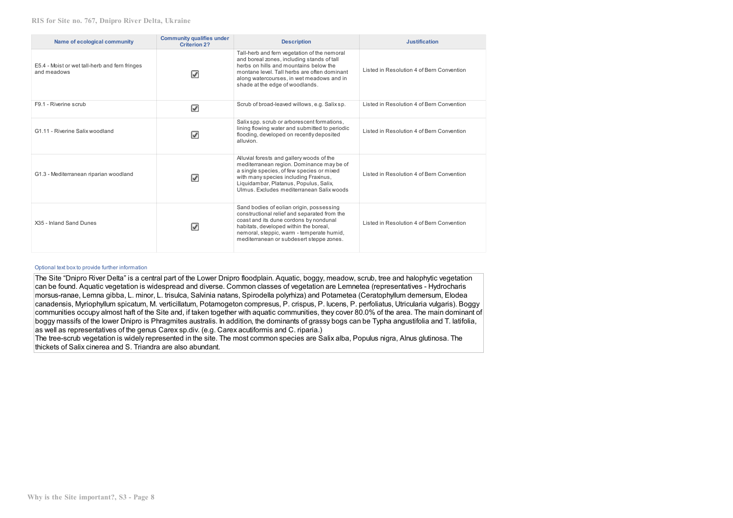| Name of ecological community | Community qualifies under Criterion 2? | Description | Justification |
| --- | --- | --- | --- |
| E5.4 - Moist or wet tall-herb and fern fringes and meadows | ☑ | Tall-herb and fern vegetation of the nemoral and boreal zones, including stands of tall herbs on hills and mountains below the montane level. Tall herbs are often dominant along watercourses, in wet meadows and in shade at the edge of woodlands. | Listed in Resolution 4 of Bern Convention |
| F9.1 - Riverine scrub | ☑ | Scrub of broad-leaved willows, e.g. Salix sp. | Listed in Resolution 4 of Bern Convention |
| G1.11 - Riverine Salix woodland | ☑ | Salix spp. scrub or arborescent formations, lining flowing water and submitted to periodic flooding, developed on recently deposited alluvion. | Listed in Resolution 4 of Bern Convention |
| G1.3 - Mediterranean riparian woodland | ☑ | Alluvial forests and gallery woods of the mediterranean region. Dominance may be of a single species, of few species or mixed with many species including Fraxinus, Liquidambar, Platanus, Populus, Salix, Ulmus. Excludes mediterranean Salix woods | Listed in Resolution 4 of Bern Convention |
| X35 - Inland Sand Dunes | ☑ | Sand bodies of eolian origin, possessing constructional relief and separated from the coast and its dune cordons by nondunal habitats, developed within the boreal, nemoral, steppic, warm - temperate humid, mediterranean or subdesert steppe zones. | Listed in Resolution 4 of Bern Convention |

Optional text box to provide further information

The Site "Dnipro River Delta" is a central part of the Lower Dnipro floodplain. Aquatic, boggy, meadow, scrub, tree and halophytic vegetation can be found. Aquatic vegetation is widespread and diverse. Common classes of vegetation are Lemnetea (representatives - Hydrocharis morsus-ranae, Lemna gibba, L. minor, L. trisulca, Salvinia natans, Spirodella polyrhiza) and Potametea (Ceratophyllum demersum, Elodea canadensis, Myriophyllum spicatum, M. verticillatum, Potamogeton compresus, P. crispus, P. lucens, P. perfoliatus, Utricularia vulgaris). Boggy communities occupy almost haft of the Site and, if taken together with aquatic communities, they cover 80.0% of the area. The main dominant of boggy massifs of the lower Dnipro is Phragmites australis. In addition, the dominants of grassy bogs can be Typha angustifolia and T. latifolia, as well as representatives of the genus Carex sp.div. (e.g. Carex acutiformis and C. riparia.)
The tree-scrub vegetation is widely represented in the site. The most common species are Salix alba, Populus nigra, Alnus glutinosa. The thickets of Salix cinerea and S. Triandra are also abundant.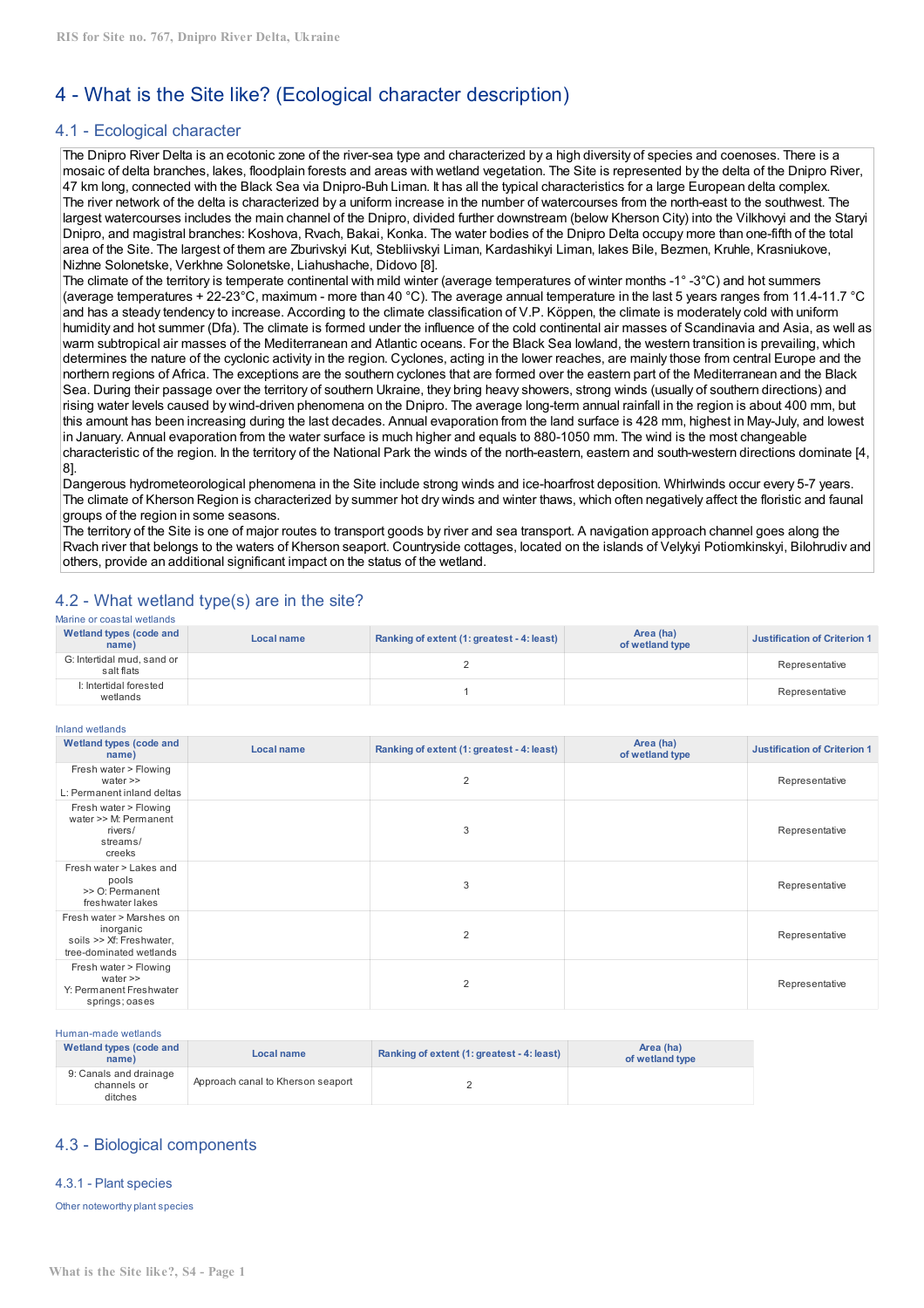## 4 - What is the Site like? (Ecological character description)

### 4.1 - Ecological character

The Dnipro River Delta is an ecotonic zone of the river-sea type and characterized by a high diversity of species and coenoses. There is a mosaic of delta branches, lakes, floodplain forests and areas with wetland vegetation. The Site is represented by the delta of the Dnipro River, 47 km long, connected with the Black Sea via Dnipro-Buh Liman. It has all the typical characteristics for a large European delta complex.
The river network of the delta is characterized by a uniform increase in the number of watercourses from the north-east to the southwest. The largest watercourses includes the main channel of the Dnipro, divided further downstream (below Kherson City) into the Vilkhovyi and the Staryi Dnipro, and magistral branches: Koshova, Rvach, Bakai, Konka. The water bodies of the Dnipro Delta occupy more than one-fifth of the total area of the Site. The largest of them are Zburivskyi Kut, Stebliivskyi Liman, Kardashikyi Liman, lakes Bile, Bezmen, Kruhle, Krasniukove, Nizhne Solonetske, Verkhne Solonetske, Liahushache, Didovo [8].
The climate of the territory is temperate continental with mild winter (average temperatures of winter months -1° -3°C) and hot summers (average temperatures + 22-23°C, maximum - more than 40 °C). The average annual temperature in the last 5 years ranges from 11.4-11.7 °C and has a steady tendency to increase. According to the climate classification of V.P. Köppen, the climate is moderately cold with uniform humidity and hot summer (Dfa). The climate is formed under the influence of the cold continental air masses of Scandinavia and Asia, as well as warm subtropical air masses of the Mediterranean and Atlantic oceans. For the Black Sea lowland, the western transition is prevailing, which determines the nature of the cyclonic activity in the region. Cyclones, acting in the lower reaches, are mainly those from central Europe and the northern regions of Africa. The exceptions are the southern cyclones that are formed over the eastern part of the Mediterranean and the Black Sea. During their passage over the territory of southern Ukraine, they bring heavy showers, strong winds (usually of southern directions) and rising water levels caused by wind-driven phenomena on the Dnipro. The average long-term annual rainfall in the region is about 400 mm, but this amount has been increasing during the last decades. Annual evaporation from the land surface is 428 mm, highest in May-July, and lowest in January. Annual evaporation from the water surface is much higher and equals to 880-1050 mm. The wind is the most changeable characteristic of the region. In the territory of the National Park the winds of the north-eastern, eastern and south-western directions dominate [4, 8].
Dangerous hydrometeorological phenomena in the Site include strong winds and ice-hoarfrost deposition. Whirlwinds occur every 5-7 years. The climate of Kherson Region is characterized by summer hot dry winds and winter thaws, which often negatively affect the floristic and faunal groups of the region in some seasons.
The territory of the Site is one of major routes to transport goods by river and sea transport. A navigation approach channel goes along the Rvach river that belongs to the waters of Kherson seaport. Countryside cottages, located on the islands of Velykyi Potiomkinskyi, Bilohrudiv and others, provide an additional significant impact on the status of the wetland.

### 4.2 - What wetland type(s) are in the site?

Marine or coastal wetlands

| Wetland types (code and name) | Local name | Ranking of extent (1: greatest - 4: least) | Area (ha) of wetland type | Justification of Criterion 1 |
|---|---|---|---|---|
| G: Intertidal mud, sand or salt flats | | 2 | | Representative |
| I: Intertidal forested wetlands | | 1 | | Representative |

Inland wetlands

| Wetland types (code and name) | Local name | Ranking of extent (1: greatest - 4: least) | Area (ha) of wetland type | Justification of Criterion 1 |
|---|---|---|---|---|
| Fresh water > Flowing water >> L: Permanent inland deltas | | 2 | | Representative |
| Fresh water > Flowing water >> M: Permanent rivers/ streams/ creeks | | 3 | | Representative |
| Fresh water > Lakes and pools >> O: Permanent freshwater lakes | | 3 | | Representative |
| Fresh water > Marshes on inorganic soils >> Xf: Freshwater, tree-dominated wetlands | | 2 | | Representative |
| Fresh water > Flowing water >> Y: Permanent Freshwater springs; oases | | 2 | | Representative |

Human-made wetlands

| Wetland types (code and name) | Local name | Ranking of extent (1: greatest - 4: least) | Area (ha) of wetland type |
|---|---|---|---|
| 9: Canals and drainage channels or ditches | Approach canal to Kherson seaport | 2 | |

### 4.3 - Biological components

#### 4.3.1 - Plant species

Other noteworthy plant species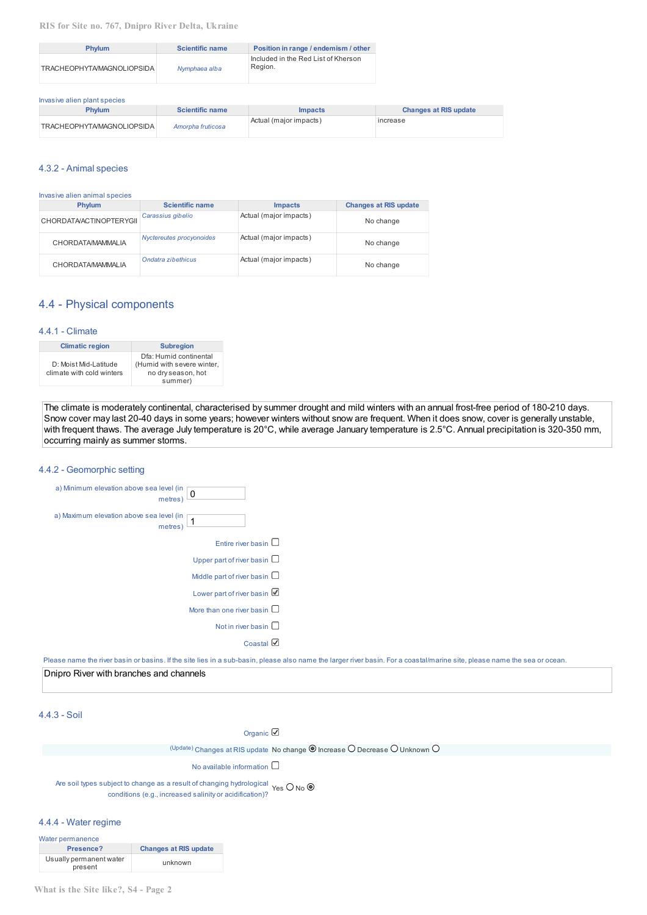| Phylum | Scientific name | Position in range / endemism / other |
|---|---|---|
| TRACHEOPHYTA/MAGNOLIOPSIDA | *Nymphaea alba* | Included in the Red List of Kherson Region. |

Invasive alien plant species

| Phylum | Scientific name | Impacts | Changes at RIS update |
|---|---|---|---|
| TRACHEOPHYTA/MAGNOLIOPSIDA | *Amorpha fruticosa* | Actual (major impacts) | increase |

### 4.3.2 - Animal species

Invasive alien animal species

| Phylum | Scientific name | Impacts | Changes at RIS update |
|---|---|---|---|
| CHORDATA/ACTINOPTERYGII | *Carassius gibelio* | Actual (major impacts) | No change |
| CHORDATA/MAMMALIA | *Nyctereutes procyonoides* | Actual (major impacts) | No change |
| CHORDATA/MAMMALIA | *Ondatra zibethicus* | Actual (major impacts) | No change |

## 4.4 - Physical components

### 4.4.1 - Climate

| Climatic region | Subregion |
|---|---|
| D: Moist Mid-Latitude climate with cold winters | Dfa: Humid continental (Humid with severe winter, no dry season, hot summer) |

The climate is moderately continental, characterised by summer drought and mild winters with an annual frost-free period of 180-210 days. Snow cover may last 20-40 days in some years; however winters without snow are frequent. When it does snow, cover is generally unstable, with frequent thaws. The average July temperature is 20°C, while average January temperature is 2.5°C. Annual precipitation is 320-350 mm, occurring mainly as summer storms.

### 4.4.2 - Geomorphic setting

a) Minimum elevation above sea level (in metres): 0

a) Maximum elevation above sea level (in metres): 1

- Entire river basin ☐
- Upper part of river basin ☐
- Middle part of river basin ☐
- Lower part of river basin ☑
- More than one river basin ☐
- Not in river basin ☐
- Coastal ☑

Please name the river basin or basins. If the site lies in a sub-basin, please also name the larger river basin. For a coastal/marine site, please name the sea or ocean.

Dnipro River with branches and channels

### 4.4.3 - Soil

Organic ☑

(Update) Changes at RIS update: No change ◉ Increase ○ Decrease ○ Unknown ○

No available information ☐

Are soil types subject to change as a result of changing hydrological conditions (e.g., increased salinity or acidification)? Yes ○ No ◉

### 4.4.4 - Water regime

Water permanence

| Presence? | Changes at RIS update |
|---|---|
| Usually permanent water present | unknown |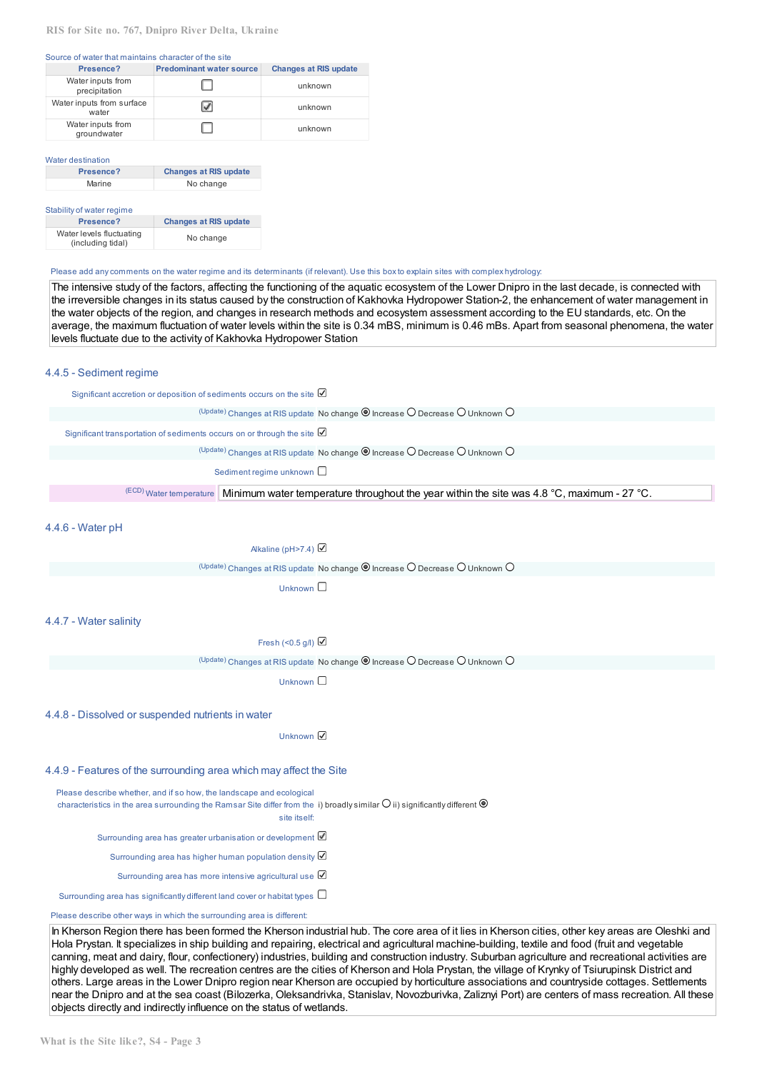Source of water that maintains character of the site

| Presence? | Predominant water source | Changes at RIS update |
|---|---|---|
| Water inputs from precipitation | ☐ | unknown |
| Water inputs from surface water | ☑ | unknown |
| Water inputs from groundwater | ☐ | unknown |

Water destination

| Presence? | Changes at RIS update |
|---|---|
| Marine | No change |

Stability of water regime

| Presence? | Changes at RIS update |
|---|---|
| Water levels fluctuating (including tidal) | No change |

Please add any comments on the water regime and its determinants (if relevant). Use this box to explain sites with complex hydrology:

The intensive study of the factors, affecting the functioning of the aquatic ecosystem of the Lower Dnipro in the last decade, is connected with the irreversible changes in its status caused by the construction of Kakhovka Hydropower Station-2, the enhancement of water management in the water objects of the region, and changes in research methods and ecosystem assessment according to the EU standards, etc. On the average, the maximum fluctuation of water levels within the site is 0.34 mBS, minimum is 0.46 mBs. Apart from seasonal phenomena, the water levels fluctuate due to the activity of Kakhovka Hydropower Station

## 4.4.5 - Sediment regime

Significant accretion or deposition of sediments occurs on the site ☑

(Update) Changes at RIS update No change ◉ Increase ○ Decrease ○ Unknown ○

Significant transportation of sediments occurs on or through the site ☑

(Update) Changes at RIS update No change ◉ Increase ○ Decrease ○ Unknown ○

Sediment regime unknown ☐

(ECD) Water temperature: Minimum water temperature throughout the year within the site was 4.8 °C, maximum - 27 °C.

## 4.4.6 - Water pH

Alkaline (pH>7.4) ☑

(Update) Changes at RIS update No change ◉ Increase ○ Decrease ○ Unknown ○

Unknown ☐

## 4.4.7 - Water salinity

Fresh (<0.5 g/l) ☑

(Update) Changes at RIS update No change ◉ Increase ○ Decrease ○ Unknown ○

Unknown ☐

## 4.4.8 - Dissolved or suspended nutrients in water

Unknown ☑

## 4.4.9 - Features of the surrounding area which may affect the Site

Please describe whether, and if so how, the landscape and ecological characteristics in the area surrounding the Ramsar Site differ from the site itself: i) broadly similar ○ ii) significantly different ◉

Surrounding area has greater urbanisation or development ☑

Surrounding area has higher human population density ☑

Surrounding area has more intensive agricultural use ☑

Surrounding area has significantly different land cover or habitat types ☐

Please describe other ways in which the surrounding area is different:

In Kherson Region there has been formed the Kherson industrial hub. The core area of it lies in Kherson cities, other key areas are Oleshki and Hola Prystan. It specializes in ship building and repairing, electrical and agricultural machine-building, textile and food (fruit and vegetable canning, meat and dairy, flour, confectionery) industries, building and construction industry. Suburban agriculture and recreational activities are highly developed as well. The recreation centres are the cities of Kherson and Hola Prystan, the village of Krynky of Tsiurupinsk District and others. Large areas in the Lower Dnipro region near Kherson are occupied by horticulture associations and countryside cottages. Settlements near the Dnipro and at the sea coast (Bilozerka, Oleksandrivka, Stanislav, Novozburivka, Zaliznyi Port) are centers of mass recreation. All these objects directly and indirectly influence on the status of wetlands.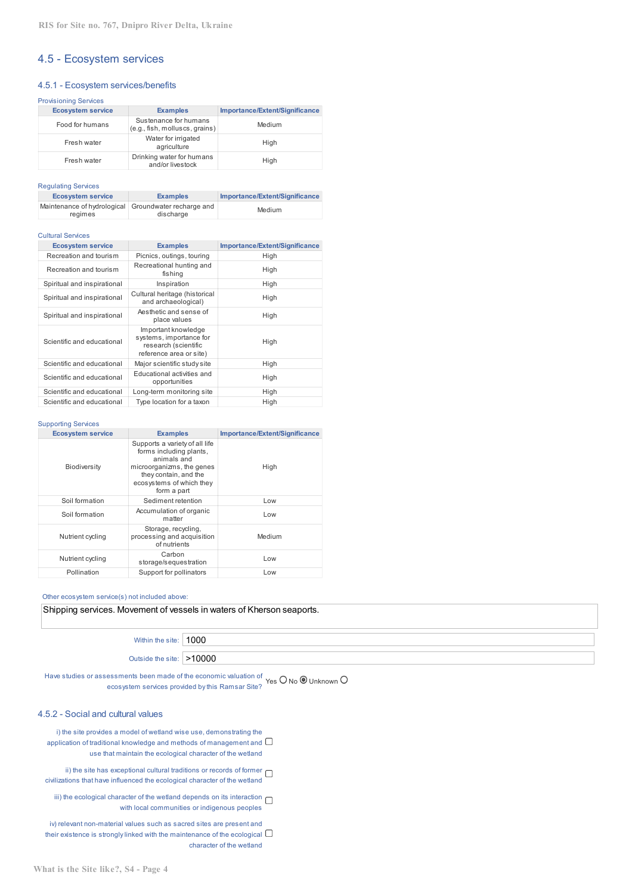## 4.5 - Ecosystem services

### 4.5.1 - Ecosystem services/benefits

Provisioning Services

| Ecosystem service | Examples | Importance/Extent/Significance |
|---|---|---|
| Food for humans | Sustenance for humans (e.g., fish, molluscs, grains) | Medium |
| Fresh water | Water for irrigated agriculture | High |
| Fresh water | Drinking water for humans and/or livestock | High |

Regulating Services

| Ecosystem service | Examples | Importance/Extent/Significance |
|---|---|---|
| Maintenance of hydrological regimes | Groundwater recharge and discharge | Medium |

Cultural Services

| Ecosystem service | Examples | Importance/Extent/Significance |
|---|---|---|
| Recreation and tourism | Picnics, outings, touring | High |
| Recreation and tourism | Recreational hunting and fishing | High |
| Spiritual and inspirational | Inspiration | High |
| Spiritual and inspirational | Cultural heritage (historical and archaeological) | High |
| Spiritual and inspirational | Aesthetic and sense of place values | High |
| Scientific and educational | Important knowledge systems, importance for research (scientific reference area or site) | High |
| Scientific and educational | Major scientific study site | High |
| Scientific and educational | Educational activities and opportunities | High |
| Scientific and educational | Long-term monitoring site | High |
| Scientific and educational | Type location for a taxon | High |

Supporting Services

| Ecosystem service | Examples | Importance/Extent/Significance |
|---|---|---|
| Biodiversity | Supports a variety of all life forms including plants, animals and microorganizms, the genes they contain, and the ecosystems of which they form a part | High |
| Soil formation | Sediment retention | Low |
| Soil formation | Accumulation of organic matter | Low |
| Nutrient cycling | Storage, recycling, processing and acquisition of nutrients | Medium |
| Nutrient cycling | Carbon storage/sequestration | Low |
| Pollination | Support for pollinators | Low |

Other ecosystem service(s) not included above:

Shipping services. Movement of vessels in waters of Kherson seaports.

Within the site: 1000

Outside the site: >10000

Have studies or assessments been made of the economic valuation of ecosystem services provided by this Ramsar Site? Yes ☐ No ☒ Unknown ☐

### 4.5.2 - Social and cultural values

i) the site provides a model of wetland wise use, demonstrating the application of traditional knowledge and methods of management and use that maintain the ecological character of the wetland ☐

ii) the site has exceptional cultural traditions or records of former civilizations that have influenced the ecological character of the wetland ☐

iii) the ecological character of the wetland depends on its interaction with local communities or indigenous peoples ☐

iv) relevant non-material values such as sacred sites are present and their existence is strongly linked with the maintenance of the ecological character of the wetland ☐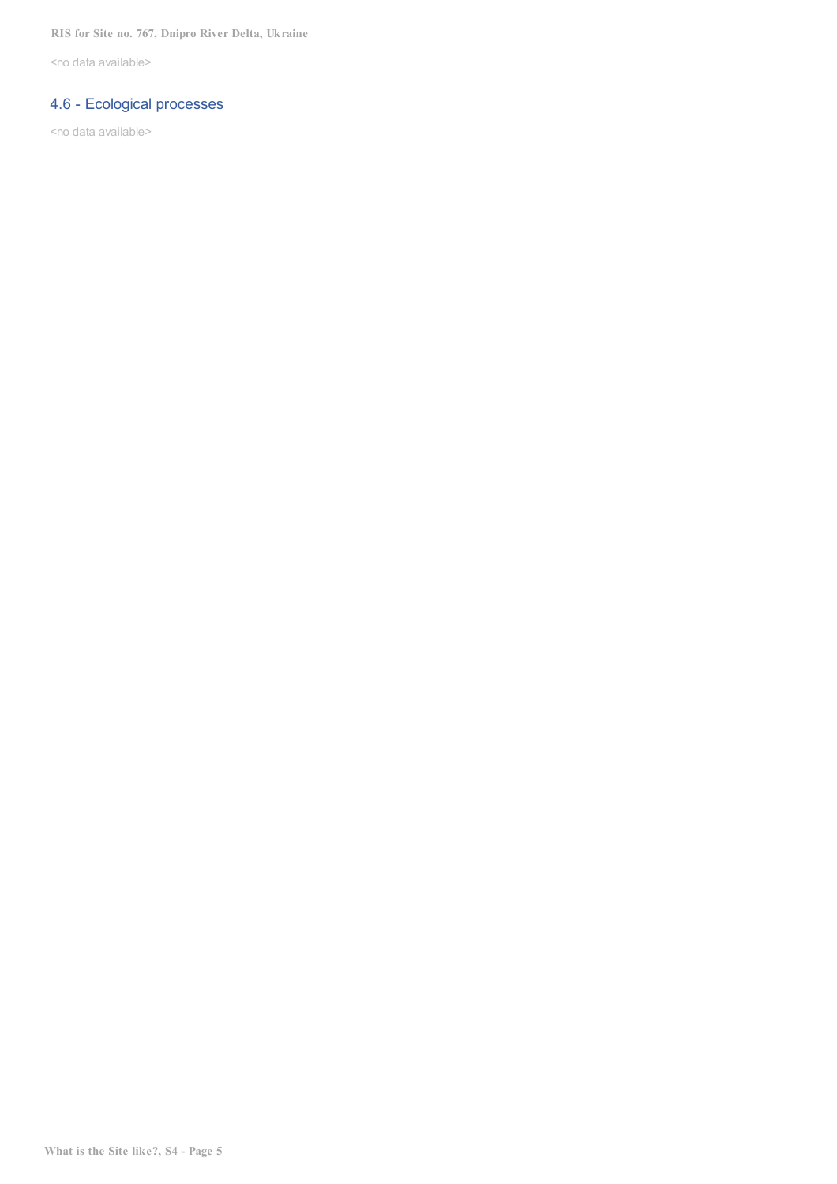<no data available>

## 4.6 - Ecological processes

<no data available>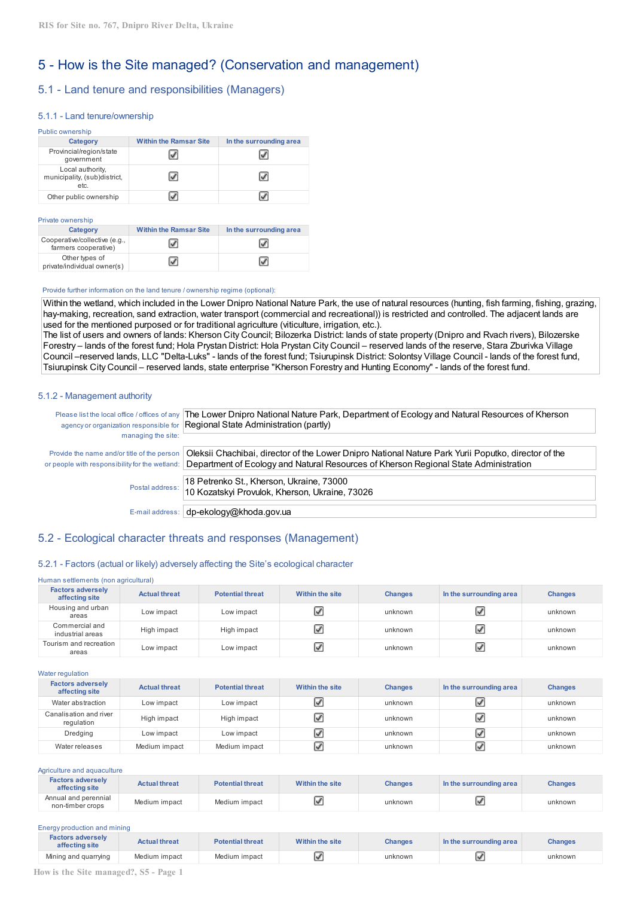# 5 - How is the Site managed? (Conservation and management)

## 5.1 - Land tenure and responsibilities (Managers)

### 5.1.1 - Land tenure/ownership

Public ownership

| Category | Within the Ramsar Site | In the surrounding area |
|---|---|---|
| Provincial/region/state government | ☑ | ☑ |
| Local authority, municipality, (sub)district, etc. | ☑ | ☑ |
| Other public ownership | ☑ | ☑ |

Private ownership

| Category | Within the Ramsar Site | In the surrounding area |
|---|---|---|
| Cooperative/collective (e.g., farmers cooperative) | ☑ | ☑ |
| Other types of private/individual owner(s) | ☑ | ☑ |

Provide further information on the land tenure / ownership regime (optional):

Within the wetland, which included in the Lower Dnipro National Nature Park, the use of natural resources (hunting, fish farming, fishing, grazing, hay-making, recreation, sand extraction, water transport (commercial and recreational)) is restricted and controlled. The adjacent lands are used for the mentioned purposed or for traditional agriculture (viticulture, irrigation, etc.).
The list of users and owners of lands: Kherson City Council; Bilozerka District: lands of state property (Dnipro and Rvach rivers), Bilozerske Forestry – lands of the forest fund; Hola Prystan District: Hola Prystan City Council – reserved lands of the reserve, Stara Zburivka Village Council –reserved lands, LLC "Delta-Luks" - lands of the forest fund; Tsiurupinsk District: Solontsy Village Council - lands of the forest fund, Tsiurupinsk City Council – reserved lands, state enterprise "Kherson Forestry and Hunting Economy" - lands of the forest fund.

### 5.1.2 - Management authority

Please list the local office / offices of any agency or organization responsible for managing the site: The Lower Dnipro National Nature Park, Department of Ecology and Natural Resources of Kherson Regional State Administration (partly)

Provide the name and/or title of the person or people with responsibility for the wetland: Oleksii Chachibai, director of the Lower Dnipro National Nature Park Yurii Poputko, director of the Department of Ecology and Natural Resources of Kherson Regional State Administration

Postal address: 18 Petrenko St., Kherson, Ukraine, 73000
10 Kozatskyi Provulok, Kherson, Ukraine, 73026

E-mail address: dp-ekology@khoda.gov.ua

## 5.2 - Ecological character threats and responses (Management)

### 5.2.1 - Factors (actual or likely) adversely affecting the Site's ecological character

Human settlements (non agricultural)

| Factors adversely affecting site | Actual threat | Potential threat | Within the site | Changes | In the surrounding area | Changes |
|---|---|---|---|---|---|---|
| Housing and urban areas | Low impact | Low impact | ☑ | unknown | ☑ | unknown |
| Commercial and industrial areas | High impact | High impact | ☑ | unknown | ☑ | unknown |
| Tourism and recreation areas | Low impact | Low impact | ☑ | unknown | ☑ | unknown |

Water regulation

| Factors adversely affecting site | Actual threat | Potential threat | Within the site | Changes | In the surrounding area | Changes |
|---|---|---|---|---|---|---|
| Water abstraction | Low impact | Low impact | ☑ | unknown | ☑ | unknown |
| Canalisation and river regulation | High impact | High impact | ☑ | unknown | ☑ | unknown |
| Dredging | Low impact | Low impact | ☑ | unknown | ☑ | unknown |
| Water releases | Medium impact | Medium impact | ☑ | unknown | ☑ | unknown |

Agriculture and aquaculture

| Factors adversely affecting site | Actual threat | Potential threat | Within the site | Changes | In the surrounding area | Changes |
|---|---|---|---|---|---|---|
| Annual and perennial non-timber crops | Medium impact | Medium impact | ☑ | unknown | ☑ | unknown |

Energy production and mining

| Factors adversely affecting site | Actual threat | Potential threat | Within the site | Changes | In the surrounding area | Changes |
|---|---|---|---|---|---|---|
| Mining and quarrying | Medium impact | Medium impact | ☑ | unknown | ☑ | unknown |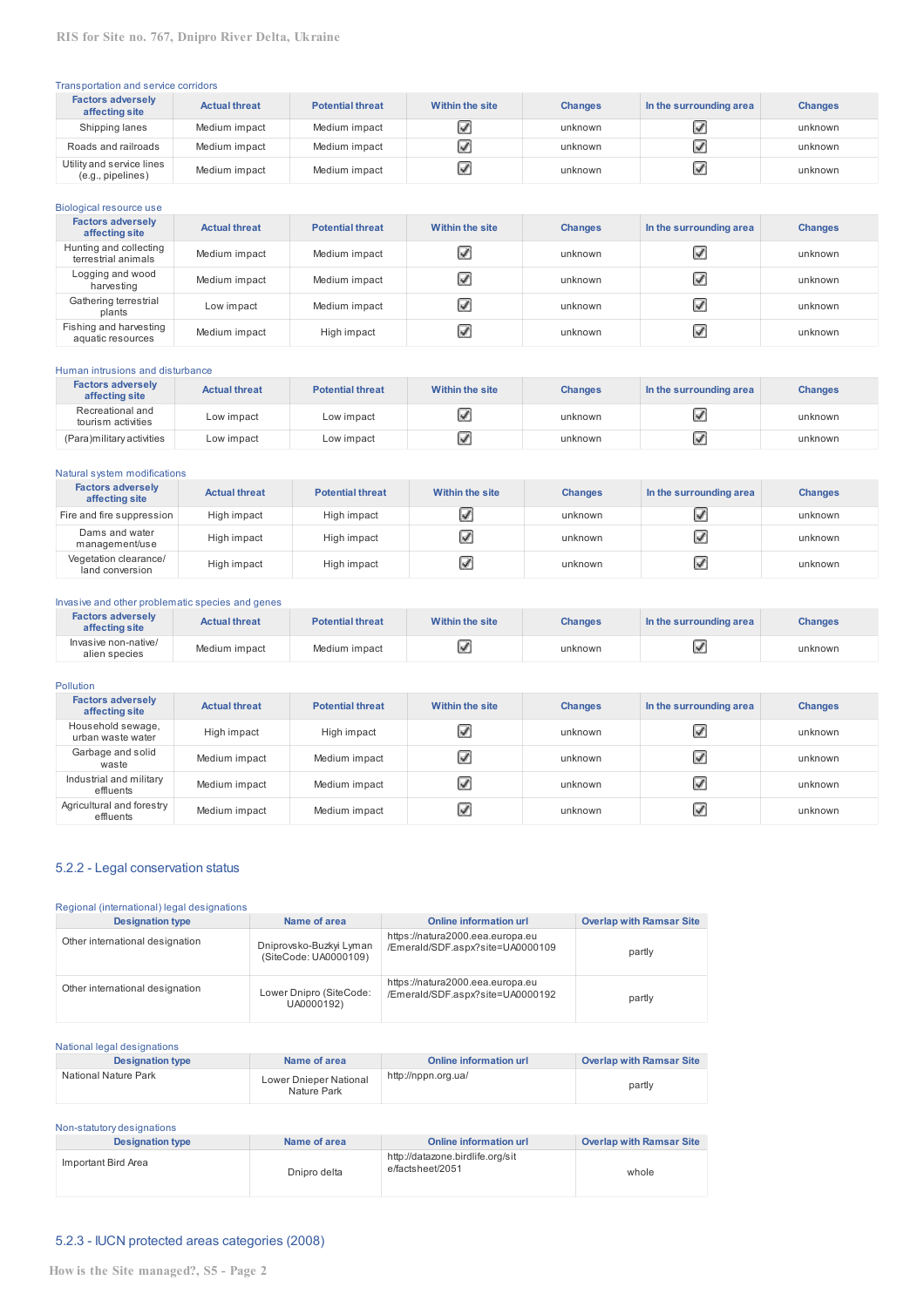Transportation and service corridors

| Factors adversely affecting site | Actual threat | Potential threat | Within the site | Changes | In the surrounding area | Changes |
|---|---|---|---|---|---|---|
| Shipping lanes | Medium impact | Medium impact | ☑ | unknown | ☑ | unknown |
| Roads and railroads | Medium impact | Medium impact | ☑ | unknown | ☑ | unknown |
| Utility and service lines (e.g., pipelines) | Medium impact | Medium impact | ☑ | unknown | ☑ | unknown |

Biological resource use

| Factors adversely affecting site | Actual threat | Potential threat | Within the site | Changes | In the surrounding area | Changes |
|---|---|---|---|---|---|---|
| Hunting and collecting terrestrial animals | Medium impact | Medium impact | ☑ | unknown | ☑ | unknown |
| Logging and wood harvesting | Medium impact | Medium impact | ☑ | unknown | ☑ | unknown |
| Gathering terrestrial plants | Low impact | Medium impact | ☑ | unknown | ☑ | unknown |
| Fishing and harvesting aquatic resources | Medium impact | High impact | ☑ | unknown | ☑ | unknown |

Human intrusions and disturbance

| Factors adversely affecting site | Actual threat | Potential threat | Within the site | Changes | In the surrounding area | Changes |
|---|---|---|---|---|---|---|
| Recreational and tourism activities | Low impact | Low impact | ☑ | unknown | ☑ | unknown |
| (Para)military activities | Low impact | Low impact | ☑ | unknown | ☑ | unknown |

Natural system modifications

| Factors adversely affecting site | Actual threat | Potential threat | Within the site | Changes | In the surrounding area | Changes |
|---|---|---|---|---|---|---|
| Fire and fire suppression | High impact | High impact | ☑ | unknown | ☑ | unknown |
| Dams and water management/use | High impact | High impact | ☑ | unknown | ☑ | unknown |
| Vegetation clearance/ land conversion | High impact | High impact | ☑ | unknown | ☑ | unknown |

Invasive and other problematic species and genes

| Factors adversely affecting site | Actual threat | Potential threat | Within the site | Changes | In the surrounding area | Changes |
|---|---|---|---|---|---|---|
| Invasive non-native/ alien species | Medium impact | Medium impact | ☑ | unknown | ☑ | unknown |

Pollution

| Factors adversely affecting site | Actual threat | Potential threat | Within the site | Changes | In the surrounding area | Changes |
|---|---|---|---|---|---|---|
| Household sewage, urban waste water | High impact | High impact | ☑ | unknown | ☑ | unknown |
| Garbage and solid waste | Medium impact | Medium impact | ☑ | unknown | ☑ | unknown |
| Industrial and military effluents | Medium impact | Medium impact | ☑ | unknown | ☑ | unknown |
| Agricultural and forestry effluents | Medium impact | Medium impact | ☑ | unknown | ☑ | unknown |

## 5.2.2 - Legal conservation status

Regional (international) legal designations

| Designation type | Name of area | Online information url | Overlap with Ramsar Site |
|---|---|---|---|
| Other international designation | Diprovsko-Buzkyi Lyman (SiteCode: UA0000109) | https://natura2000.eea.europa.eu /Emerald/SDF.aspx?site=UA0000109 | partly |
| Other international designation | Lower Dnipro (SiteCode: UA0000192) | https://natura2000.eea.europa.eu /Emerald/SDF.aspx?site=UA0000192 | partly |

National legal designations

| Designation type | Name of area | Online information url | Overlap with Ramsar Site |
|---|---|---|---|
| National Nature Park | Lower Dnieper National Nature Park | http://nppn.org.ua/ | partly |

Non-statutory designations

| Designation type | Name of area | Online information url | Overlap with Ramsar Site |
|---|---|---|---|
| Important Bird Area | Dnipro delta | http://datazone.birdlife.org/site/factsheet/2051 | whole |

## 5.2.3 - IUCN protected areas categories (2008)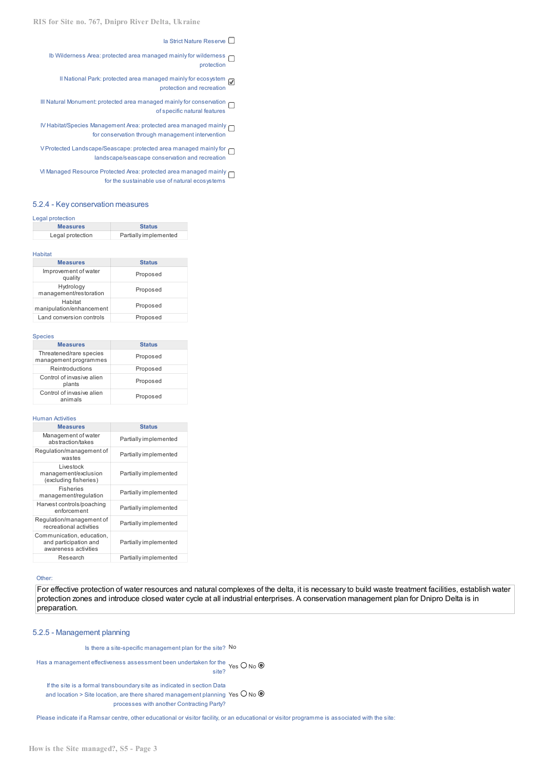Ia Strict Nature Reserve ☐

Ib Wilderness Area: protected area managed mainly for wilderness protection ☐

II National Park: protected area managed mainly for ecosystem protection and recreation ☑

III Natural Monument: protected area managed mainly for conservation of specific natural features ☐

IV Habitat/Species Management Area: protected area managed mainly for conservation through management intervention ☐

V Protected Landscape/Seascape: protected area managed mainly for landscape/seascape conservation and recreation ☐

VI Managed Resource Protected Area: protected area managed mainly for the sustainable use of natural ecosystems ☐

## 5.2.4 - Key conservation measures

Legal protection

| Measures | Status |
|---|---|
| Legal protection | Partially implemented |

Habitat

| Measures | Status |
|---|---|
| Improvement of water quality | Proposed |
| Hydrology management/restoration | Proposed |
| Habitat manipulation/enhancement | Proposed |
| Land conversion controls | Proposed |

Species

| Measures | Status |
|---|---|
| Threatened/rare species management programmes | Proposed |
| Reintroductions | Proposed |
| Control of invasive alien plants | Proposed |
| Control of invasive alien animals | Proposed |

Human Activities

| Measures | Status |
|---|---|
| Management of water abstraction/takes | Partially implemented |
| Regulation/management of wastes | Partially implemented |
| Livestock management/exclusion (excluding fisheries) | Partially implemented |
| Fisheries management/regulation | Partially implemented |
| Harvest controls/poaching enforcement | Partially implemented |
| Regulation/management of recreational activities | Partially implemented |
| Communication, education, and participation and awareness activities | Partially implemented |
| Research | Partially implemented |

Other:

For effective protection of water resources and natural complexes of the delta, it is necessary to build waste treatment facilities, establish water protection zones and introduce closed water cycle at all industrial enterprises. A conservation management plan for Dnipro Delta is in preparation.

## 5.2.5 - Management planning

Is there a site-specific management plan for the site? No

Has a management effectiveness assessment been undertaken for the site? Yes ○ No ◉

If the site is a formal transboundary site as indicated in section Data and location > Site location, are there shared management planning processes with another Contracting Party? Yes ○ No ◉

Please indicate if a Ramsar centre, other educational or visitor facility, or an educational or visitor programme is associated with the site: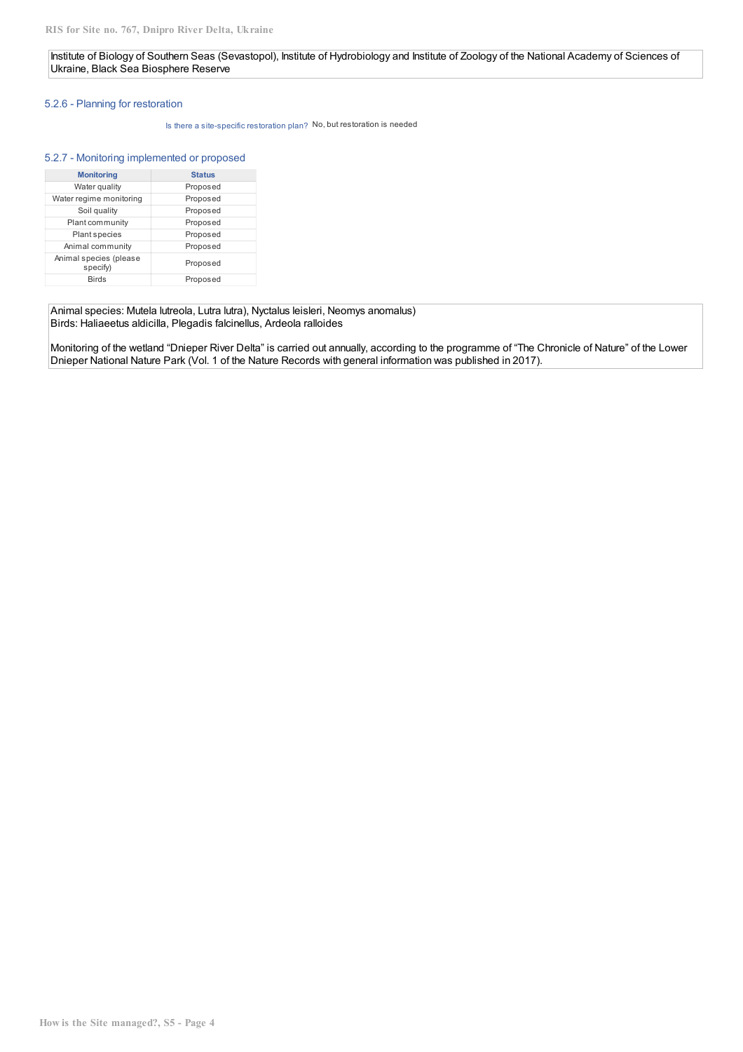Institute of Biology of Southern Seas (Sevastopol), Institute of Hydrobiology and Institute of Zoology of the National Academy of Sciences of Ukraine, Black Sea Biosphere Reserve

### 5.2.6 - Planning for restoration

Is there a site-specific restoration plan? No, but restoration is needed

### 5.2.7 - Monitoring implemented or proposed

| Monitoring | Status |
|---|---|
| Water quality | Proposed |
| Water regime monitoring | Proposed |
| Soil quality | Proposed |
| Plant community | Proposed |
| Plant species | Proposed |
| Animal community | Proposed |
| Animal species (please specify) | Proposed |
| Birds | Proposed |

Animal species: Mutela lutreola, Lutra lutra), Nyctalus leisleri, Neomys anomalus)
Birds: Haliaeetus aldicilla, Plegadis falcinellus, Ardeola ralloides

Monitoring of the wetland "Dnieper River Delta" is carried out annually, according to the programme of "The Chronicle of Nature" of the Lower Dnieper National Nature Park (Vol. 1 of the Nature Records with general information was published in 2017).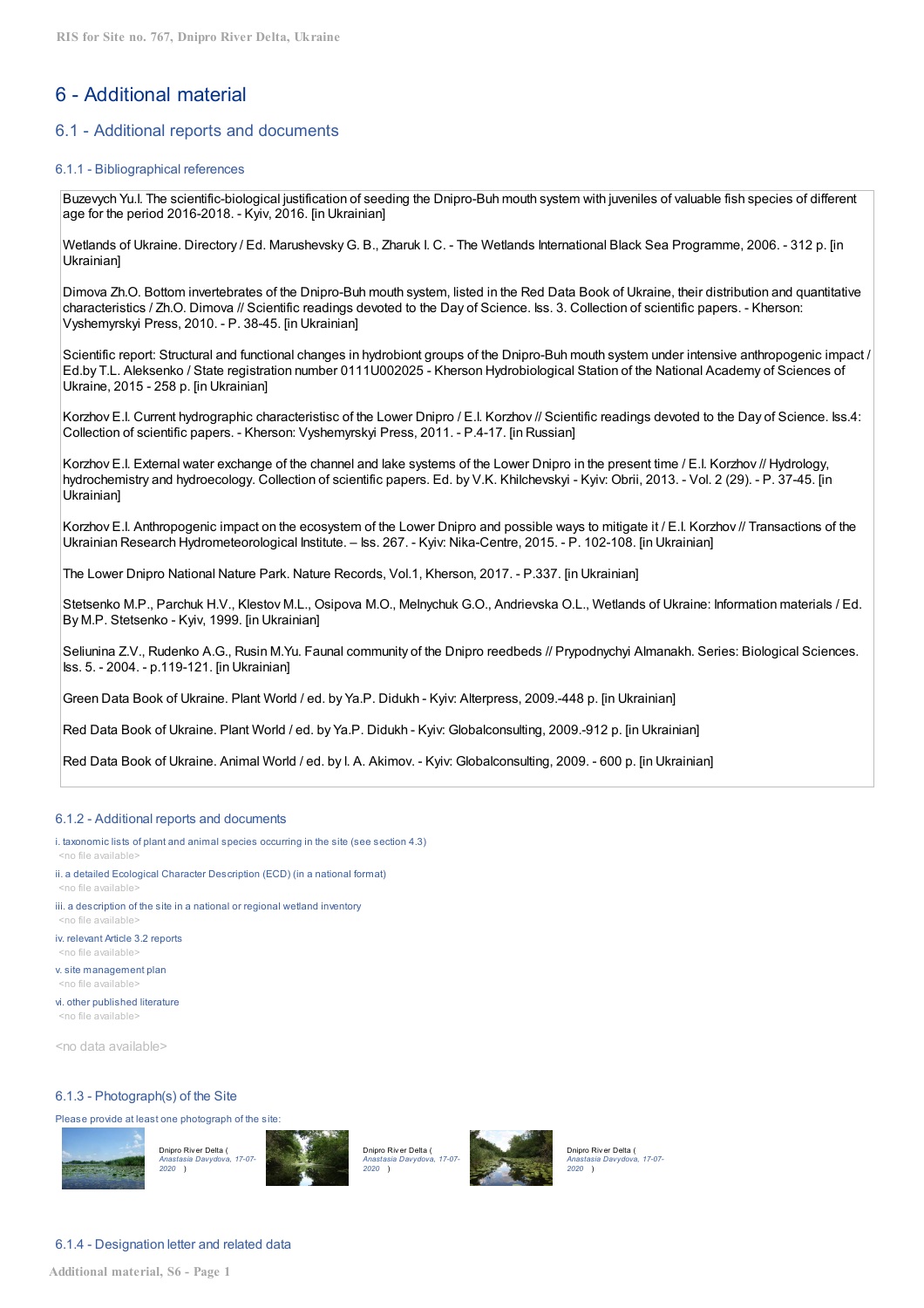# 6 - Additional material

## 6.1 - Additional reports and documents

### 6.1.1 - Bibliographical references

Buzevych Yu.I. The scientific-biological justification of seeding the Dnipro-Buh mouth system with juveniles of valuable fish species of different age for the period 2016-2018. - Kyiv, 2016. [in Ukrainian]

Wetlands of Ukraine. Directory / Ed. Marushevsky G. B., Zharuk I. C. - The Wetlands International Black Sea Programme, 2006. - 312 p. [in Ukrainian]

Dimova Zh.O. Bottom invertebrates of the Dnipro-Buh mouth system, listed in the Red Data Book of Ukraine, their distribution and quantitative characteristics / Zh.O. Dimova // Scientific readings devoted to the Day of Science. Iss. 3. Collection of scientific papers. - Kherson: Vyshemyrskyi Press, 2010. - P. 38-45. [in Ukrainian]

Scientific report: Structural and functional changes in hydrobiont groups of the Dnipro-Buh mouth system under intensive anthropogenic impact / Ed.by T.L. Aleksenko / State registration number 0111U002025 - Kherson Hydrobiological Station of the National Academy of Sciences of Ukraine, 2015 - 258 p. [in Ukrainian]

Korzhov E.I. Current hydrographic characteristisc of the Lower Dnipro / E.I. Korzhov // Scientific readings devoted to the Day of Science. Iss.4: Collection of scientific papers. - Kherson: Vyshemyrskyi Press, 2011. - P.4-17. [in Russian]

Korzhov E.I. External water exchange of the channel and lake systems of the Lower Dnipro in the present time / E.I. Korzhov // Hydrology, hydrochemistry and hydroecology. Collection of scientific papers. Ed. by V.K. Khilchevskyi - Kyiv: Obrii, 2013. - Vol. 2 (29). - P. 37-45. [in Ukrainian]

Korzhov E.I. Anthropogenic impact on the ecosystem of the Lower Dnipro and possible ways to mitigate it / E.I. Korzhov // Transactions of the Ukrainian Research Hydrometeorological Institute. – Iss. 267. - Kyiv: Nika-Centre, 2015. - P. 102-108. [in Ukrainian]

The Lower Dnipro National Nature Park. Nature Records, Vol.1, Kherson, 2017. - P.337. [in Ukrainian]

Stetsenko M.P., Parchuk H.V., Klestov M.L., Osipova M.O., Melnychuk G.O., Andrievska O.L., Wetlands of Ukraine: Information materials / Ed. By M.P. Stetsenko - Kyiv, 1999. [in Ukrainian]

Seliunina Z.V., Rudenko A.G., Rusin M.Yu. Faunal community of the Dnipro reedbeds // Prypodnychyi Almanakh. Series: Biological Sciences. Iss. 5. - 2004. - p.119-121. [in Ukrainian]

Green Data Book of Ukraine. Plant World / ed. by Ya.P. Didukh - Kyiv: Alterpress, 2009.-448 p. [in Ukrainian]

Red Data Book of Ukraine. Plant World / ed. by Ya.P. Didukh - Kyiv: Globalconsulting, 2009.-912 p. [in Ukrainian]

Red Data Book of Ukraine. Animal World / ed. by I. A. Akimov. - Kyiv: Globalconsulting, 2009. - 600 p. [in Ukrainian]

### 6.1.2 - Additional reports and documents

i. taxonomic lists of plant and animal species occurring in the site (see section 4.3)
<no file available>

ii. a detailed Ecological Character Description (ECD) (in a national format)
<no file available>

iii. a description of the site in a national or regional wetland inventory
<no file available>

iv. relevant Article 3.2 reports
<no file available>

v. site management plan
<no file available>

vi. other published literature
<no file available>

<no data available>

### 6.1.3 - Photograph(s) of the Site

Please provide at least one photograph of the site:

Dnipro River Delta ( *Anastasia Davydova, 17-07-2020* )

Dnipro River Delta ( *Anastasia Davydova, 17-07-2020* )

Dnipro River Delta ( *Anastasia Davydova, 17-07-2020* )

### 6.1.4 - Designation letter and related data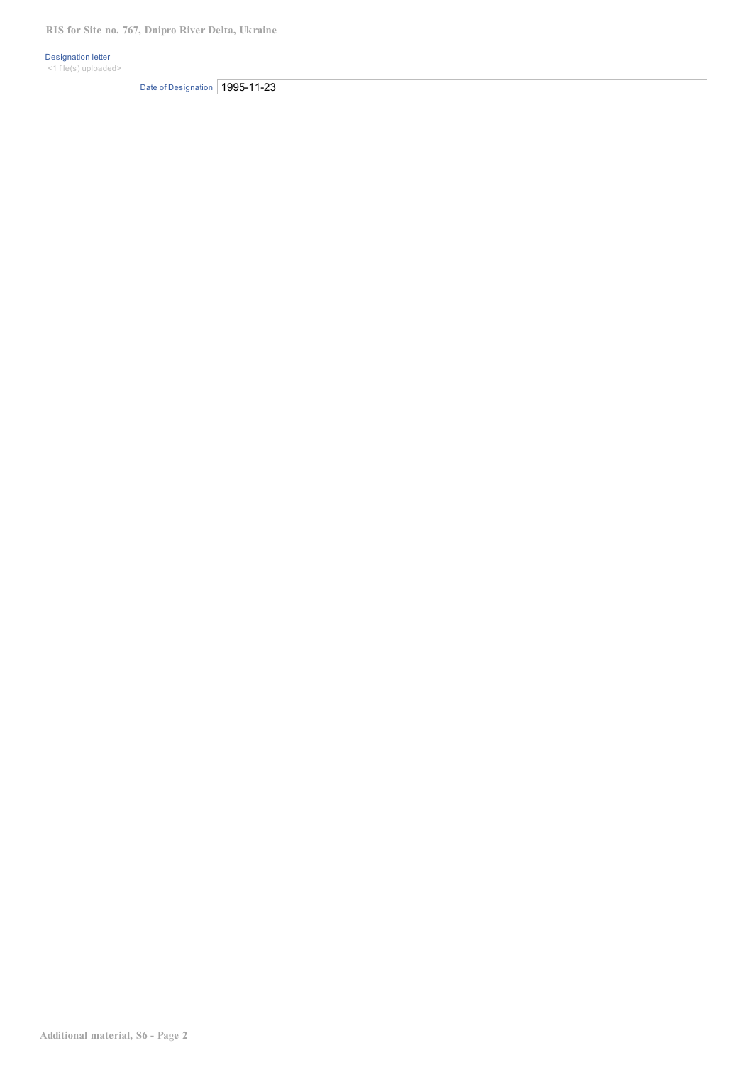Designation letter

<1 file(s) uploaded>

Date of Designation 1995-11-23